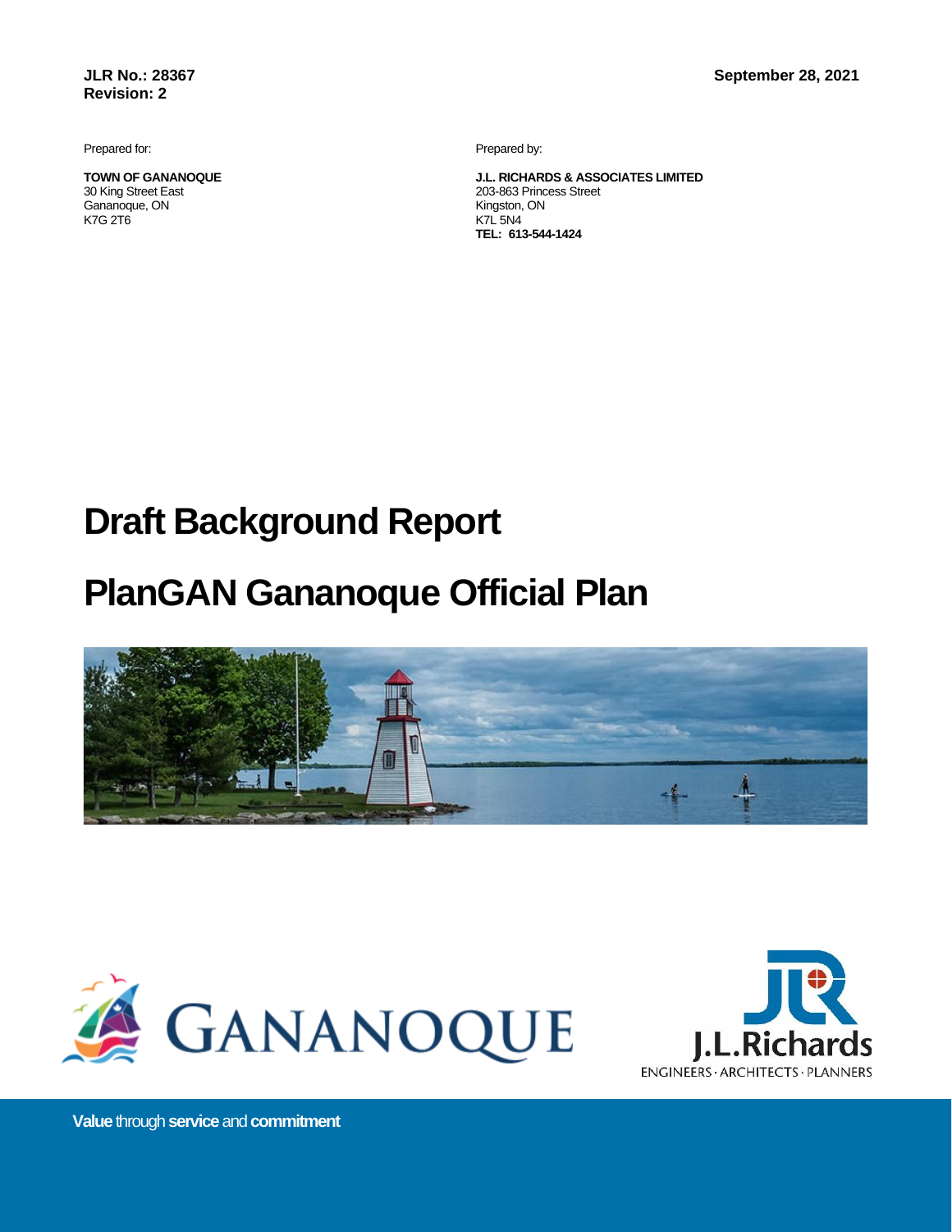**JLR No.: 28367**
**Revision: 2**

**September 28, 2021**

Prepared for:

**TOWN OF GANANOQUE**
30 King Street East
Gananoque, ON
K7G 2T6

Prepared by:

**J.L. RICHARDS & ASSOCIATES LIMITED**
203-863 Princess Street
Kingston, ON
K7L 5N4
**TEL: 613-544-1424**

# Draft Background Report

# PlanGAN Gananoque Official Plan

GANANOQUE

J.L.Richards
ENGINEERS · ARCHITECTS · PLANNERS

**Value** through **service** and **commitment**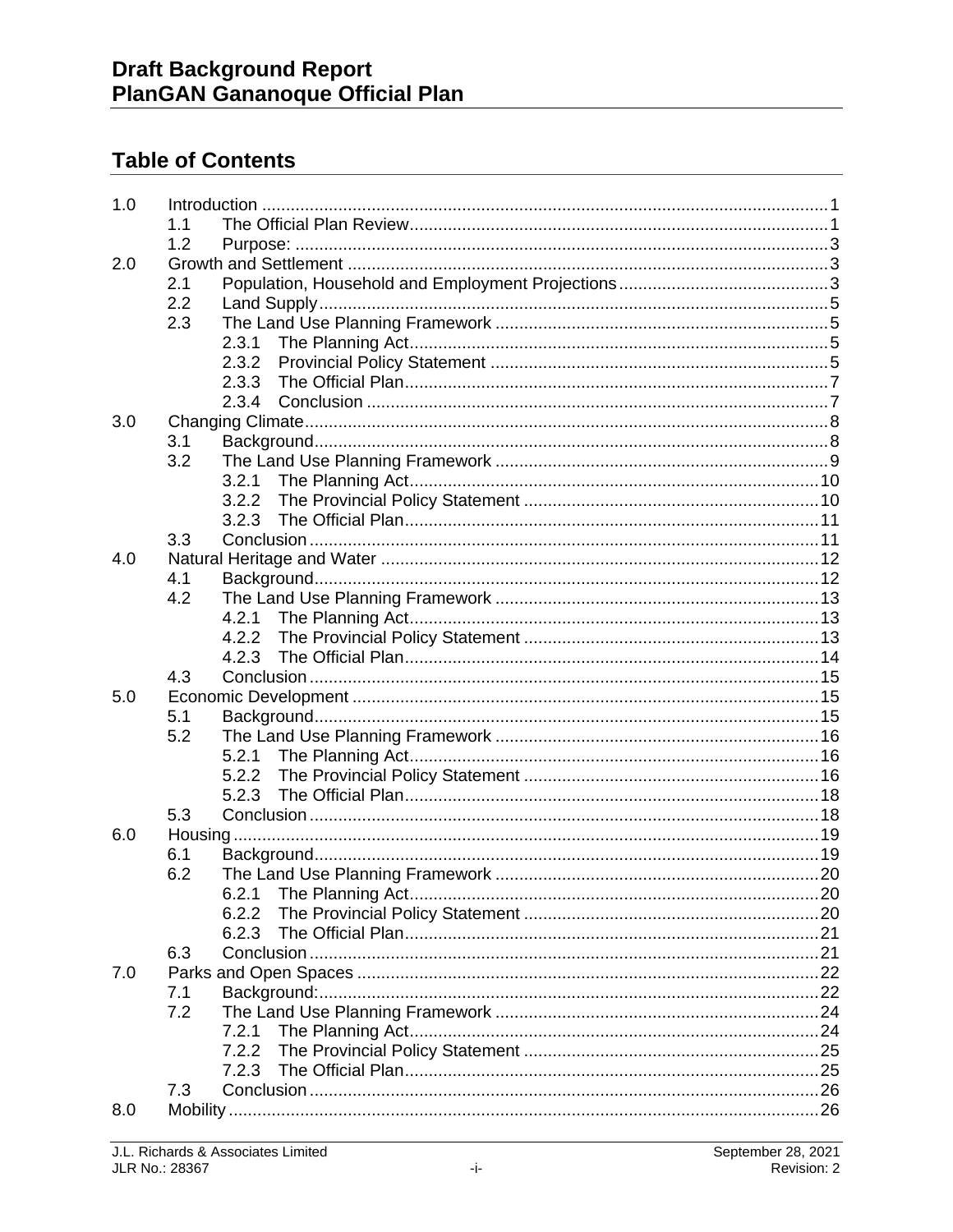## Table of Contents

| | | |
|---|---|---|
| 1.0 | Introduction | 1 |
| | 1.1 The Official Plan Review | 1 |
| | 1.2 Purpose: | 3 |
| 2.0 | Growth and Settlement | 3 |
| | 2.1 Population, Household and Employment Projections | 3 |
| | 2.2 Land Supply | 5 |
| | 2.3 The Land Use Planning Framework | 5 |
| | 2.3.1 The Planning Act | 5 |
| | 2.3.2 Provincial Policy Statement | 5 |
| | 2.3.3 The Official Plan | 7 |
| | 2.3.4 Conclusion | 7 |
| 3.0 | Changing Climate | 8 |
| | 3.1 Background | 8 |
| | 3.2 The Land Use Planning Framework | 9 |
| | 3.2.1 The Planning Act | 10 |
| | 3.2.2 The Provincial Policy Statement | 10 |
| | 3.2.3 The Official Plan | 11 |
| | 3.3 Conclusion | 11 |
| 4.0 | Natural Heritage and Water | 12 |
| | 4.1 Background | 12 |
| | 4.2 The Land Use Planning Framework | 13 |
| | 4.2.1 The Planning Act | 13 |
| | 4.2.2 The Provincial Policy Statement | 13 |
| | 4.2.3 The Official Plan | 14 |
| | 4.3 Conclusion | 15 |
| 5.0 | Economic Development | 15 |
| | 5.1 Background | 15 |
| | 5.2 The Land Use Planning Framework | 16 |
| | 5.2.1 The Planning Act | 16 |
| | 5.2.2 The Provincial Policy Statement | 16 |
| | 5.2.3 The Official Plan | 18 |
| | 5.3 Conclusion | 18 |
| 6.0 | Housing | 19 |
| | 6.1 Background | 19 |
| | 6.2 The Land Use Planning Framework | 20 |
| | 6.2.1 The Planning Act | 20 |
| | 6.2.2 The Provincial Policy Statement | 20 |
| | 6.2.3 The Official Plan | 21 |
| | 6.3 Conclusion | 21 |
| 7.0 | Parks and Open Spaces | 22 |
| | 7.1 Background: | 22 |
| | 7.2 The Land Use Planning Framework | 24 |
| | 7.2.1 The Planning Act | 24 |
| | 7.2.2 The Provincial Policy Statement | 25 |
| | 7.2.3 The Official Plan | 25 |
| | 7.3 Conclusion | 26 |
| 8.0 | Mobility | 26 |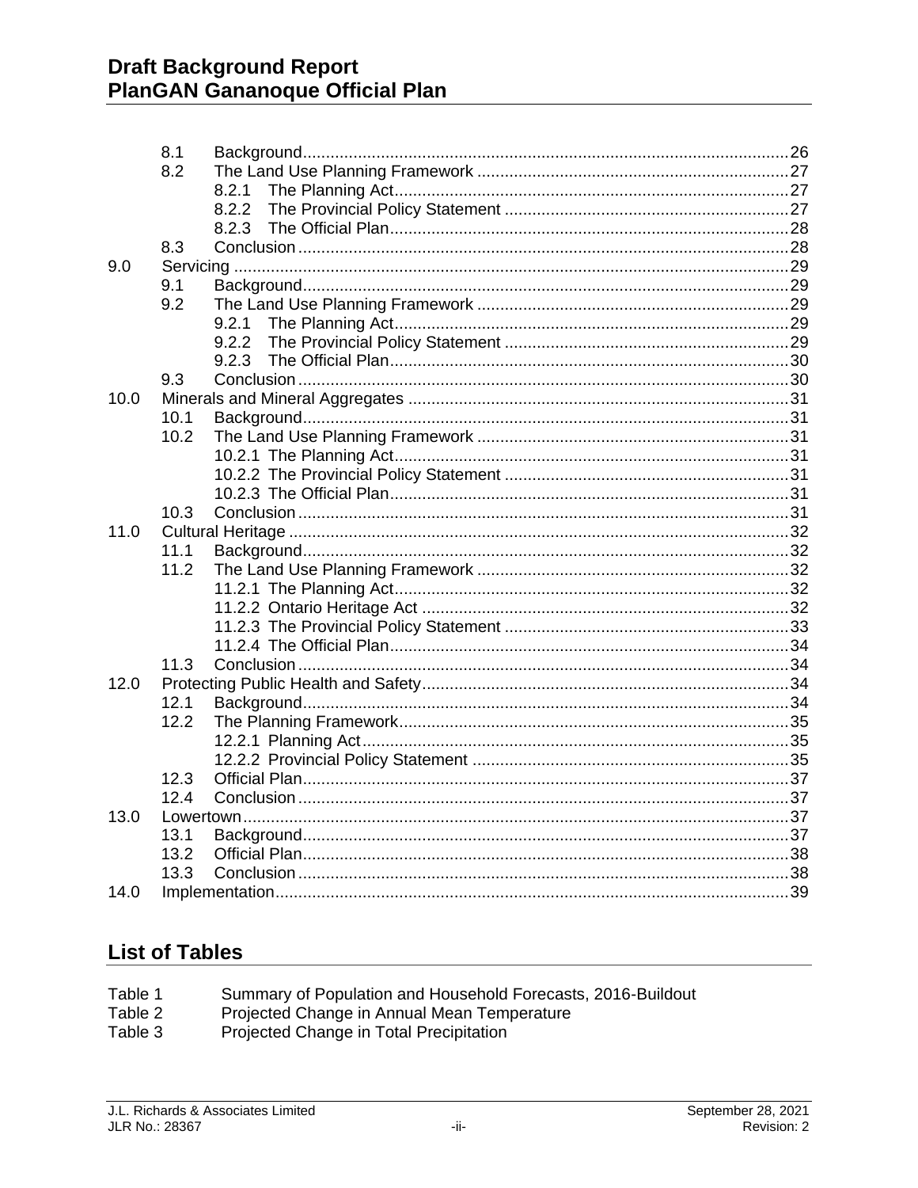8.1 Background ......... 26
8.2 The Land Use Planning Framework ......... 27
8.2.1 The Planning Act ......... 27
8.2.2 The Provincial Policy Statement ......... 27
8.2.3 The Official Plan ......... 28
8.3 Conclusion ......... 28

9.0 Servicing ......... 29
9.1 Background ......... 29
9.2 The Land Use Planning Framework ......... 29
9.2.1 The Planning Act ......... 29
9.2.2 The Provincial Policy Statement ......... 29
9.2.3 The Official Plan ......... 30
9.3 Conclusion ......... 30

10.0 Minerals and Mineral Aggregates ......... 31
10.1 Background ......... 31
10.2 The Land Use Planning Framework ......... 31
10.2.1 The Planning Act ......... 31
10.2.2 The Provincial Policy Statement ......... 31
10.2.3 The Official Plan ......... 31
10.3 Conclusion ......... 31

11.0 Cultural Heritage ......... 32
11.1 Background ......... 32
11.2 The Land Use Planning Framework ......... 32
11.2.1 The Planning Act ......... 32
11.2.2 Ontario Heritage Act ......... 32
11.2.3 The Provincial Policy Statement ......... 33
11.2.4 The Official Plan ......... 34
11.3 Conclusion ......... 34

12.0 Protecting Public Health and Safety ......... 34
12.1 Background ......... 34
12.2 The Planning Framework ......... 35
12.2.1 Planning Act ......... 35
12.2.2 Provincial Policy Statement ......... 35
12.3 Official Plan ......... 37
12.4 Conclusion ......... 37

13.0 Lowertown ......... 37
13.1 Background ......... 37
13.2 Official Plan ......... 38
13.3 Conclusion ......... 38

14.0 Implementation ......... 39

## List of Tables

Table 1 Summary of Population and Household Forecasts, 2016-Buildout
Table 2 Projected Change in Annual Mean Temperature
Table 3 Projected Change in Total Precipitation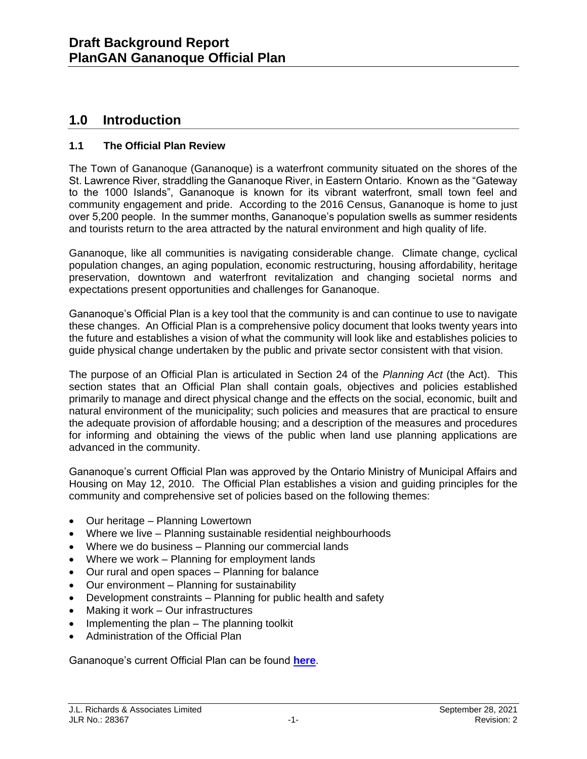## 1.0 Introduction

### 1.1 The Official Plan Review

The Town of Gananoque (Gananoque) is a waterfront community situated on the shores of the St. Lawrence River, straddling the Gananoque River, in Eastern Ontario. Known as the "Gateway to the 1000 Islands", Gananoque is known for its vibrant waterfront, small town feel and community engagement and pride. According to the 2016 Census, Gananoque is home to just over 5,200 people. In the summer months, Gananoque's population swells as summer residents and tourists return to the area attracted by the natural environment and high quality of life.

Gananoque, like all communities is navigating considerable change. Climate change, cyclical population changes, an aging population, economic restructuring, housing affordability, heritage preservation, downtown and waterfront revitalization and changing societal norms and expectations present opportunities and challenges for Gananoque.

Gananoque's Official Plan is a key tool that the community is and can continue to use to navigate these changes. An Official Plan is a comprehensive policy document that looks twenty years into the future and establishes a vision of what the community will look like and establishes policies to guide physical change undertaken by the public and private sector consistent with that vision.

The purpose of an Official Plan is articulated in Section 24 of the *Planning Act* (the Act). This section states that an Official Plan shall contain goals, objectives and policies established primarily to manage and direct physical change and the effects on the social, economic, built and natural environment of the municipality; such policies and measures that are practical to ensure the adequate provision of affordable housing; and a description of the measures and procedures for informing and obtaining the views of the public when land use planning applications are advanced in the community.

Gananoque's current Official Plan was approved by the Ontario Ministry of Municipal Affairs and Housing on May 12, 2010. The Official Plan establishes a vision and guiding principles for the community and comprehensive set of policies based on the following themes:

- Our heritage – Planning Lowertown
- Where we live – Planning sustainable residential neighbourhoods
- Where we do business – Planning our commercial lands
- Where we work – Planning for employment lands
- Our rural and open spaces – Planning for balance
- Our environment – Planning for sustainability
- Development constraints – Planning for public health and safety
- Making it work – Our infrastructures
- Implementing the plan – The planning toolkit
- Administration of the Official Plan

Gananoque's current Official Plan can be found **here**.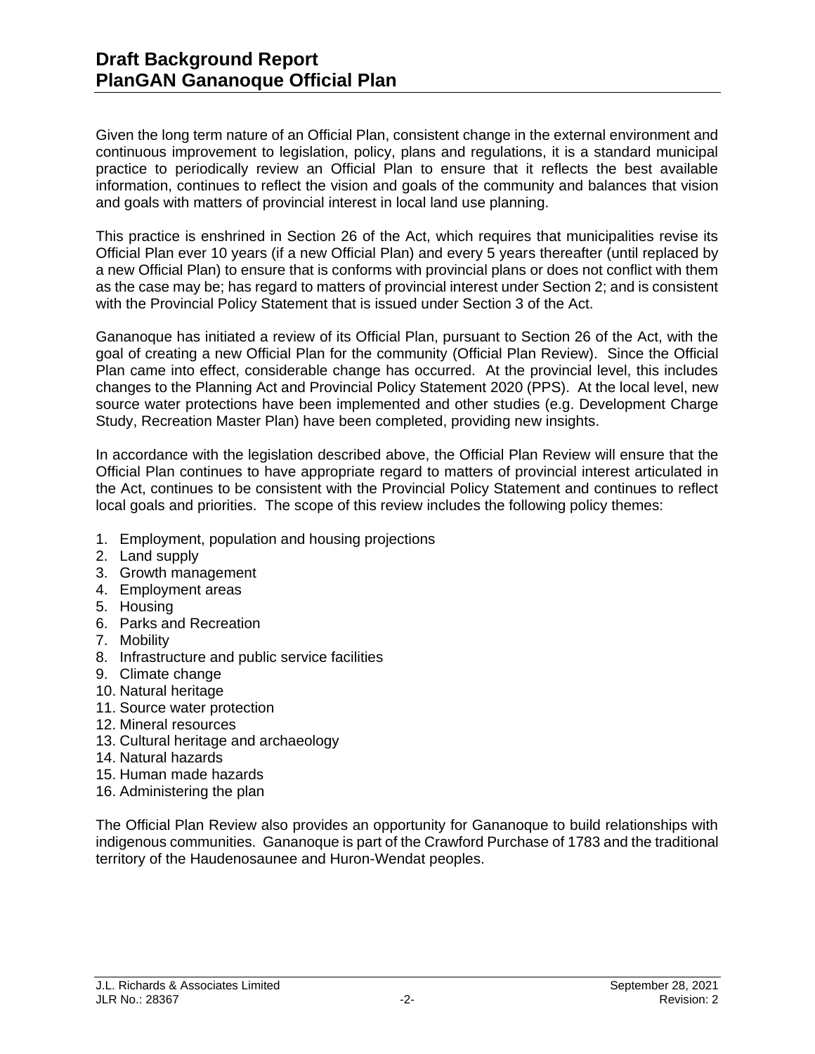Given the long term nature of an Official Plan, consistent change in the external environment and continuous improvement to legislation, policy, plans and regulations, it is a standard municipal practice to periodically review an Official Plan to ensure that it reflects the best available information, continues to reflect the vision and goals of the community and balances that vision and goals with matters of provincial interest in local land use planning.

This practice is enshrined in Section 26 of the Act, which requires that municipalities revise its Official Plan ever 10 years (if a new Official Plan) and every 5 years thereafter (until replaced by a new Official Plan) to ensure that is conforms with provincial plans or does not conflict with them as the case may be; has regard to matters of provincial interest under Section 2; and is consistent with the Provincial Policy Statement that is issued under Section 3 of the Act.

Gananoque has initiated a review of its Official Plan, pursuant to Section 26 of the Act, with the goal of creating a new Official Plan for the community (Official Plan Review). Since the Official Plan came into effect, considerable change has occurred. At the provincial level, this includes changes to the Planning Act and Provincial Policy Statement 2020 (PPS). At the local level, new source water protections have been implemented and other studies (e.g. Development Charge Study, Recreation Master Plan) have been completed, providing new insights.

In accordance with the legislation described above, the Official Plan Review will ensure that the Official Plan continues to have appropriate regard to matters of provincial interest articulated in the Act, continues to be consistent with the Provincial Policy Statement and continues to reflect local goals and priorities. The scope of this review includes the following policy themes:

1. Employment, population and housing projections
2. Land supply
3. Growth management
4. Employment areas
5. Housing
6. Parks and Recreation
7. Mobility
8. Infrastructure and public service facilities
9. Climate change
10. Natural heritage
11. Source water protection
12. Mineral resources
13. Cultural heritage and archaeology
14. Natural hazards
15. Human made hazards
16. Administering the plan

The Official Plan Review also provides an opportunity for Gananoque to build relationships with indigenous communities. Gananoque is part of the Crawford Purchase of 1783 and the traditional territory of the Haudenosaunee and Huron-Wendat peoples.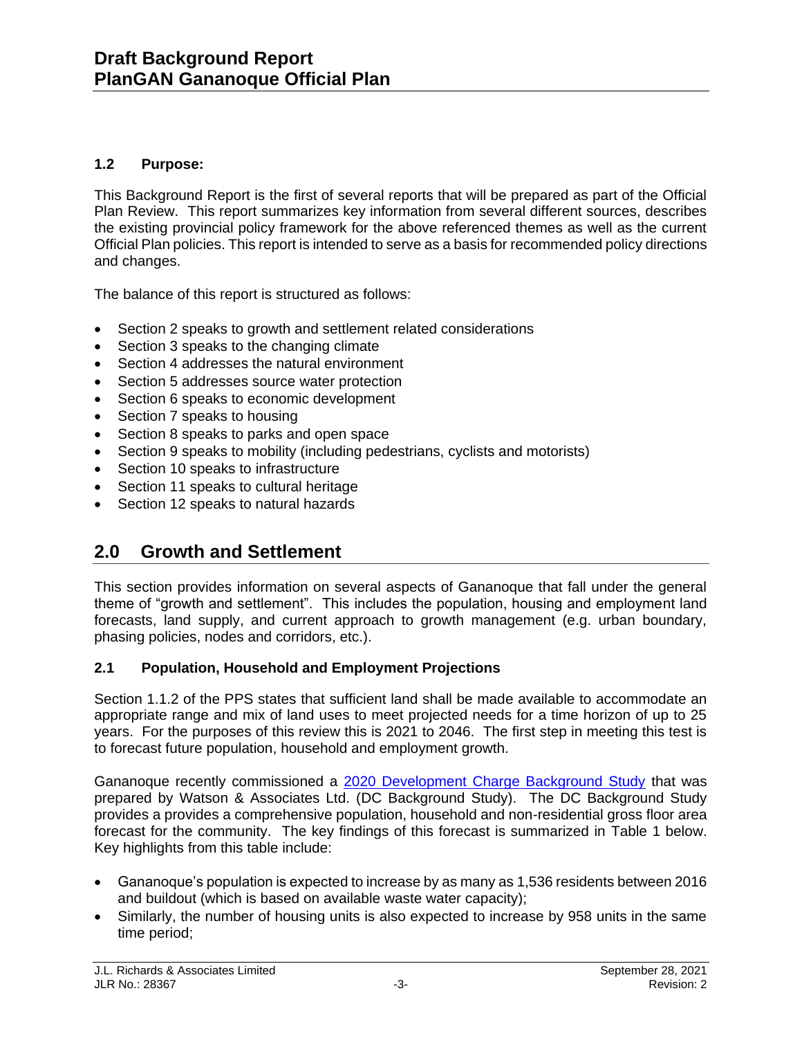### 1.2 Purpose:

This Background Report is the first of several reports that will be prepared as part of the Official Plan Review. This report summarizes key information from several different sources, describes the existing provincial policy framework for the above referenced themes as well as the current Official Plan policies. This report is intended to serve as a basis for recommended policy directions and changes.

The balance of this report is structured as follows:

- Section 2 speaks to growth and settlement related considerations
- Section 3 speaks to the changing climate
- Section 4 addresses the natural environment
- Section 5 addresses source water protection
- Section 6 speaks to economic development
- Section 7 speaks to housing
- Section 8 speaks to parks and open space
- Section 9 speaks to mobility (including pedestrians, cyclists and motorists)
- Section 10 speaks to infrastructure
- Section 11 speaks to cultural heritage
- Section 12 speaks to natural hazards

## 2.0 Growth and Settlement

This section provides information on several aspects of Gananoque that fall under the general theme of "growth and settlement". This includes the population, housing and employment land forecasts, land supply, and current approach to growth management (e.g. urban boundary, phasing policies, nodes and corridors, etc.).

### 2.1 Population, Household and Employment Projections

Section 1.1.2 of the PPS states that sufficient land shall be made available to accommodate an appropriate range and mix of land uses to meet projected needs for a time horizon of up to 25 years. For the purposes of this review this is 2021 to 2046. The first step in meeting this test is to forecast future population, household and employment growth.

Gananoque recently commissioned a 2020 Development Charge Background Study that was prepared by Watson & Associates Ltd. (DC Background Study). The DC Background Study provides a provides a comprehensive population, household and non-residential gross floor area forecast for the community. The key findings of this forecast is summarized in Table 1 below. Key highlights from this table include:

- Gananoque's population is expected to increase by as many as 1,536 residents between 2016 and buildout (which is based on available waste water capacity);
- Similarly, the number of housing units is also expected to increase by 958 units in the same time period;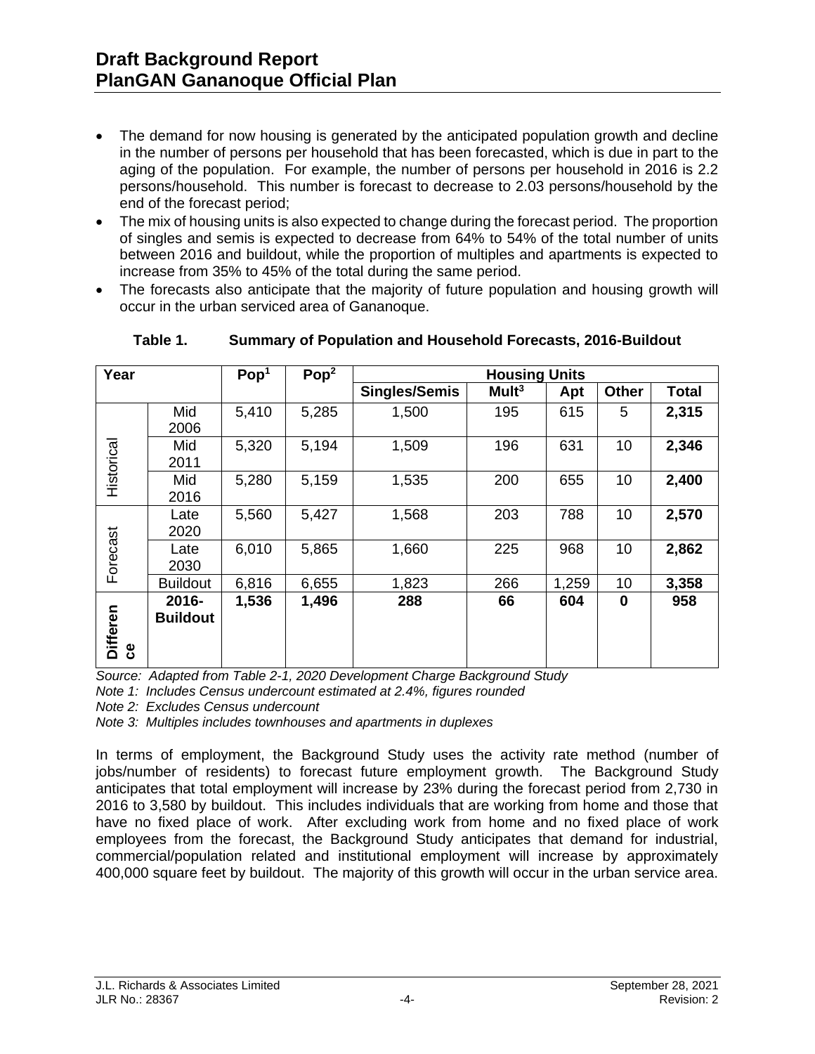- The demand for now housing is generated by the anticipated population growth and decline in the number of persons per household that has been forecasted, which is due in part to the aging of the population. For example, the number of persons per household in 2016 is 2.2 persons/household. This number is forecast to decrease to 2.03 persons/household by the end of the forecast period;
- The mix of housing units is also expected to change during the forecast period. The proportion of singles and semis is expected to decrease from 64% to 54% of the total number of units between 2016 and buildout, while the proportion of multiples and apartments is expected to increase from 35% to 45% of the total during the same period.
- The forecasts also anticipate that the majority of future population and housing growth will occur in the urban serviced area of Gananoque.

**Table 1. Summary of Population and Household Forecasts, 2016-Buildout**

| Year | | Pop[1] | Pop[2] | Housing Units | | | | |
|---|---|---|---|---|---|---|---|---|
| | | | | **Singles/Semis** | **Mult[3]** | **Apt** | **Other** | **Total** |
| Historical | Mid 2006 | 5,410 | 5,285 | 1,500 | 195 | 615 | 5 | **2,315** |
| | Mid 2011 | 5,320 | 5,194 | 1,509 | 196 | 631 | 10 | **2,346** |
| | Mid 2016 | 5,280 | 5,159 | 1,535 | 200 | 655 | 10 | **2,400** |
| Forecast | Late 2020 | 5,560 | 5,427 | 1,568 | 203 | 788 | 10 | **2,570** |
| | Late 2030 | 6,010 | 5,865 | 1,660 | 225 | 968 | 10 | **2,862** |
| | Buildout | 6,816 | 6,655 | 1,823 | 266 | 1,259 | 10 | **3,358** |
| **Difference** | **2016-Buildout** | **1,536** | **1,496** | **288** | **66** | **604** | **0** | **958** |

*Source: Adapted from Table 2-1, 2020 Development Charge Background Study*
*Note 1: Includes Census undercount estimated at 2.4%, figures rounded*
*Note 2: Excludes Census undercount*
*Note 3: Multiples includes townhouses and apartments in duplexes*

In terms of employment, the Background Study uses the activity rate method (number of jobs/number of residents) to forecast future employment growth. The Background Study anticipates that total employment will increase by 23% during the forecast period from 2,730 in 2016 to 3,580 by buildout. This includes individuals that are working from home and those that have no fixed place of work. After excluding work from home and no fixed place of work employees from the forecast, the Background Study anticipates that demand for industrial, commercial/population related and institutional employment will increase by approximately 400,000 square feet by buildout. The majority of this growth will occur in the urban service area.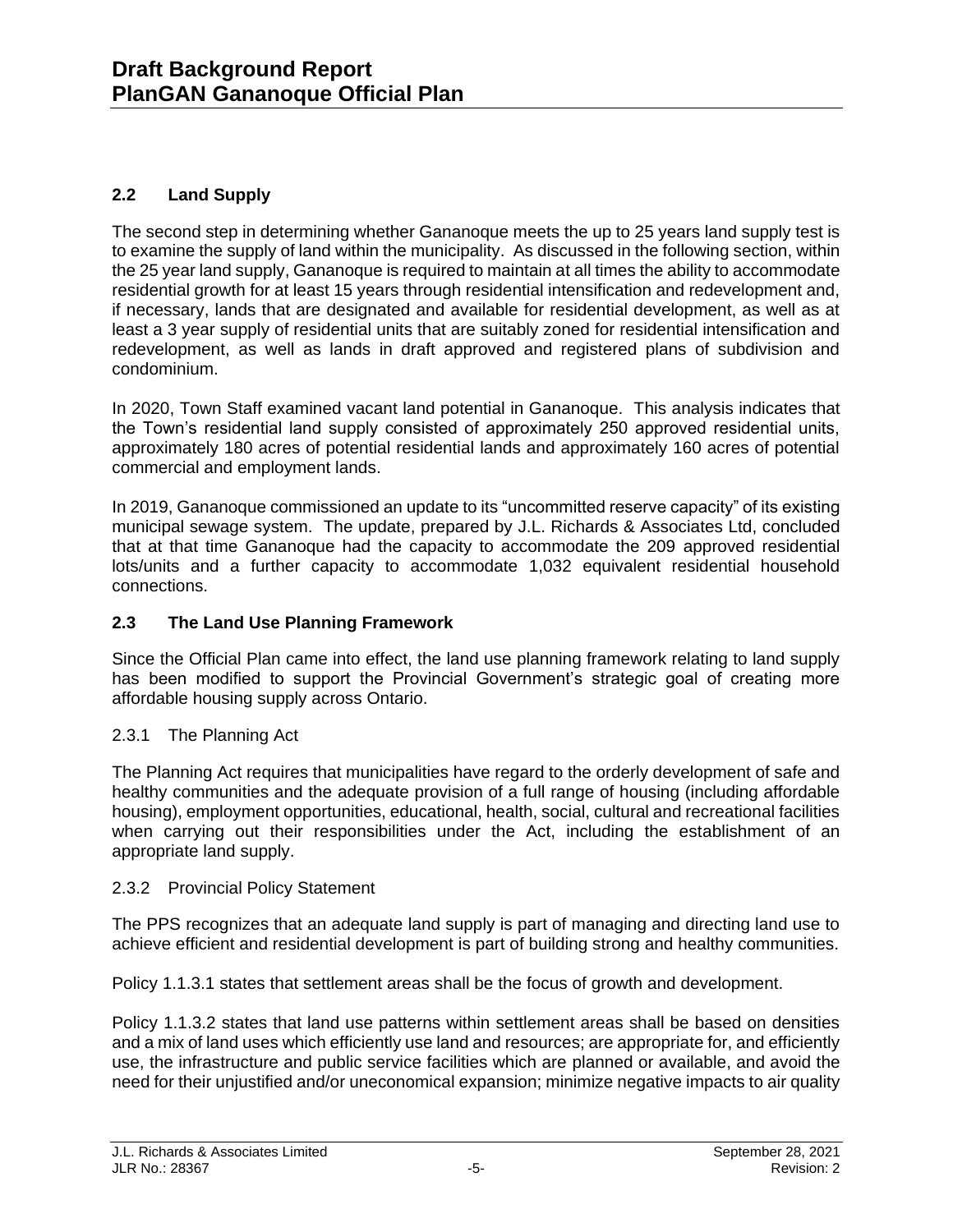## 2.2 Land Supply

The second step in determining whether Gananoque meets the up to 25 years land supply test is to examine the supply of land within the municipality. As discussed in the following section, within the 25 year land supply, Gananoque is required to maintain at all times the ability to accommodate residential growth for at least 15 years through residential intensification and redevelopment and, if necessary, lands that are designated and available for residential development, as well as at least a 3 year supply of residential units that are suitably zoned for residential intensification and redevelopment, as well as lands in draft approved and registered plans of subdivision and condominium.

In 2020, Town Staff examined vacant land potential in Gananoque. This analysis indicates that the Town's residential land supply consisted of approximately 250 approved residential units, approximately 180 acres of potential residential lands and approximately 160 acres of potential commercial and employment lands.

In 2019, Gananoque commissioned an update to its "uncommitted reserve capacity" of its existing municipal sewage system. The update, prepared by J.L. Richards & Associates Ltd, concluded that at that time Gananoque had the capacity to accommodate the 209 approved residential lots/units and a further capacity to accommodate 1,032 equivalent residential household connections.

## 2.3 The Land Use Planning Framework

Since the Official Plan came into effect, the land use planning framework relating to land supply has been modified to support the Provincial Government's strategic goal of creating more affordable housing supply across Ontario.

### 2.3.1 The Planning Act

The Planning Act requires that municipalities have regard to the orderly development of safe and healthy communities and the adequate provision of a full range of housing (including affordable housing), employment opportunities, educational, health, social, cultural and recreational facilities when carrying out their responsibilities under the Act, including the establishment of an appropriate land supply.

### 2.3.2 Provincial Policy Statement

The PPS recognizes that an adequate land supply is part of managing and directing land use to achieve efficient and residential development is part of building strong and healthy communities.

Policy 1.1.3.1 states that settlement areas shall be the focus of growth and development.

Policy 1.1.3.2 states that land use patterns within settlement areas shall be based on densities and a mix of land uses which efficiently use land and resources; are appropriate for, and efficiently use, the infrastructure and public service facilities which are planned or available, and avoid the need for their unjustified and/or uneconomical expansion; minimize negative impacts to air quality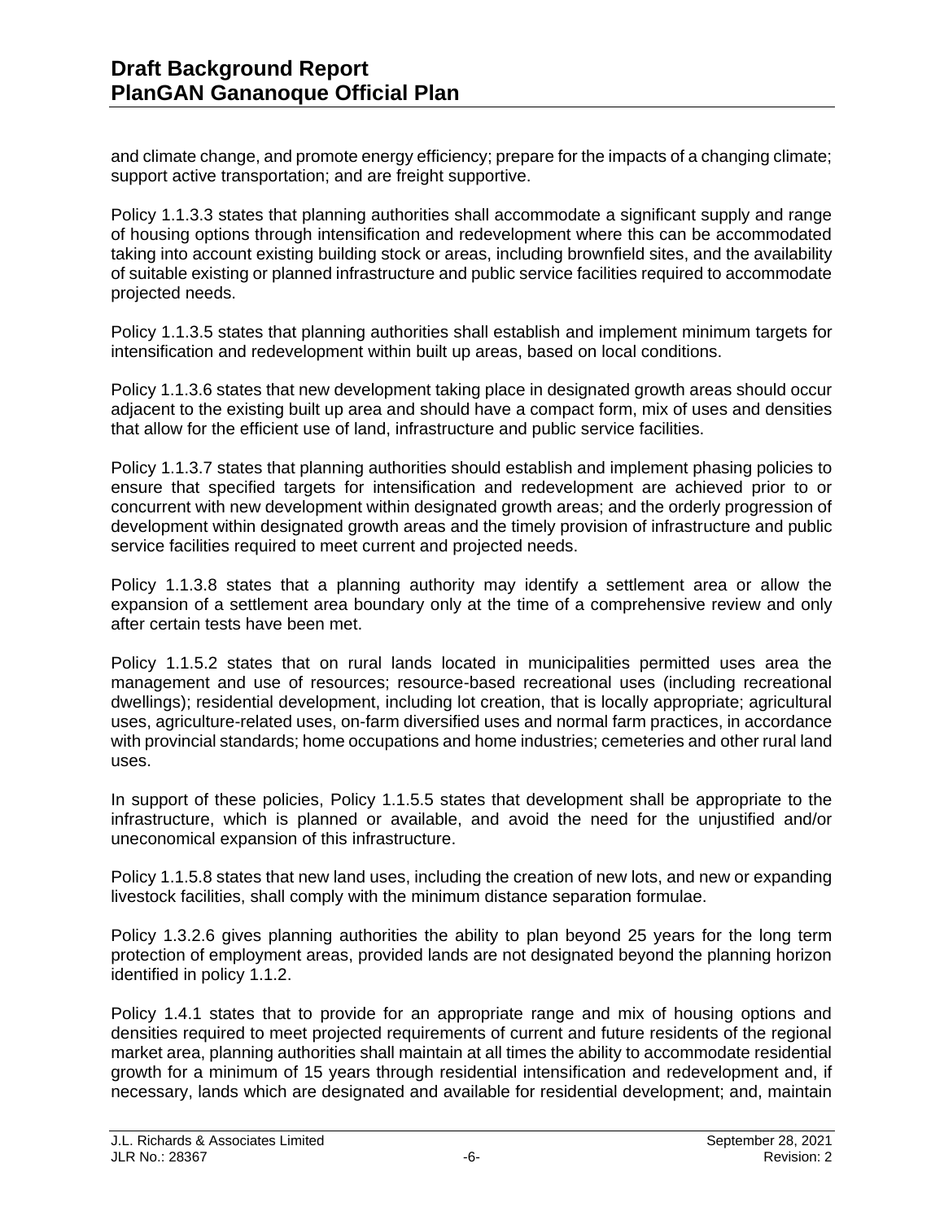and climate change, and promote energy efficiency; prepare for the impacts of a changing climate; support active transportation; and are freight supportive.

Policy 1.1.3.3 states that planning authorities shall accommodate a significant supply and range of housing options through intensification and redevelopment where this can be accommodated taking into account existing building stock or areas, including brownfield sites, and the availability of suitable existing or planned infrastructure and public service facilities required to accommodate projected needs.

Policy 1.1.3.5 states that planning authorities shall establish and implement minimum targets for intensification and redevelopment within built up areas, based on local conditions.

Policy 1.1.3.6 states that new development taking place in designated growth areas should occur adjacent to the existing built up area and should have a compact form, mix of uses and densities that allow for the efficient use of land, infrastructure and public service facilities.

Policy 1.1.3.7 states that planning authorities should establish and implement phasing policies to ensure that specified targets for intensification and redevelopment are achieved prior to or concurrent with new development within designated growth areas; and the orderly progression of development within designated growth areas and the timely provision of infrastructure and public service facilities required to meet current and projected needs.

Policy 1.1.3.8 states that a planning authority may identify a settlement area or allow the expansion of a settlement area boundary only at the time of a comprehensive review and only after certain tests have been met.

Policy 1.1.5.2 states that on rural lands located in municipalities permitted uses area the management and use of resources; resource-based recreational uses (including recreational dwellings); residential development, including lot creation, that is locally appropriate; agricultural uses, agriculture-related uses, on-farm diversified uses and normal farm practices, in accordance with provincial standards; home occupations and home industries; cemeteries and other rural land uses.

In support of these policies, Policy 1.1.5.5 states that development shall be appropriate to the infrastructure, which is planned or available, and avoid the need for the unjustified and/or uneconomical expansion of this infrastructure.

Policy 1.1.5.8 states that new land uses, including the creation of new lots, and new or expanding livestock facilities, shall comply with the minimum distance separation formulae.

Policy 1.3.2.6 gives planning authorities the ability to plan beyond 25 years for the long term protection of employment areas, provided lands are not designated beyond the planning horizon identified in policy 1.1.2.

Policy 1.4.1 states that to provide for an appropriate range and mix of housing options and densities required to meet projected requirements of current and future residents of the regional market area, planning authorities shall maintain at all times the ability to accommodate residential growth for a minimum of 15 years through residential intensification and redevelopment and, if necessary, lands which are designated and available for residential development; and, maintain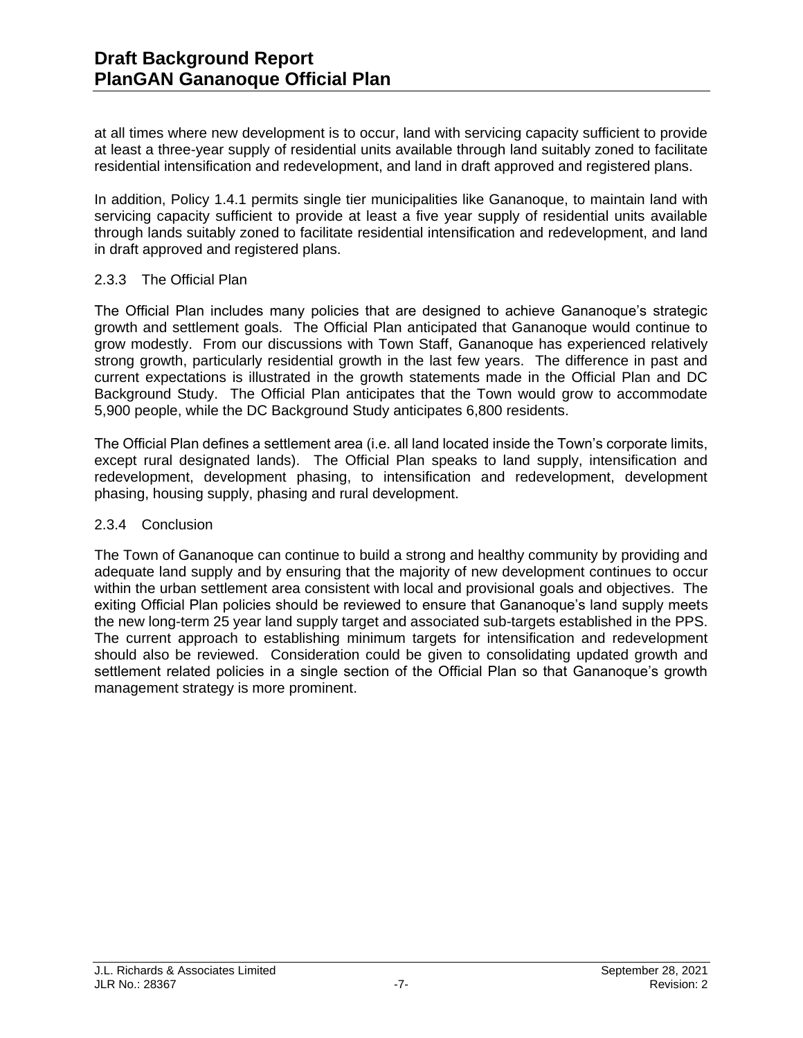at all times where new development is to occur, land with servicing capacity sufficient to provide at least a three-year supply of residential units available through land suitably zoned to facilitate residential intensification and redevelopment, and land in draft approved and registered plans.

In addition, Policy 1.4.1 permits single tier municipalities like Gananoque, to maintain land with servicing capacity sufficient to provide at least a five year supply of residential units available through lands suitably zoned to facilitate residential intensification and redevelopment, and land in draft approved and registered plans.

### 2.3.3 The Official Plan

The Official Plan includes many policies that are designed to achieve Gananoque's strategic growth and settlement goals. The Official Plan anticipated that Gananoque would continue to grow modestly. From our discussions with Town Staff, Gananoque has experienced relatively strong growth, particularly residential growth in the last few years. The difference in past and current expectations is illustrated in the growth statements made in the Official Plan and DC Background Study. The Official Plan anticipates that the Town would grow to accommodate 5,900 people, while the DC Background Study anticipates 6,800 residents.

The Official Plan defines a settlement area (i.e. all land located inside the Town's corporate limits, except rural designated lands). The Official Plan speaks to land supply, intensification and redevelopment, development phasing, to intensification and redevelopment, development phasing, housing supply, phasing and rural development.

### 2.3.4 Conclusion

The Town of Gananoque can continue to build a strong and healthy community by providing and adequate land supply and by ensuring that the majority of new development continues to occur within the urban settlement area consistent with local and provisional goals and objectives. The exiting Official Plan policies should be reviewed to ensure that Gananoque's land supply meets the new long-term 25 year land supply target and associated sub-targets established in the PPS. The current approach to establishing minimum targets for intensification and redevelopment should also be reviewed. Consideration could be given to consolidating updated growth and settlement related policies in a single section of the Official Plan so that Gananoque's growth management strategy is more prominent.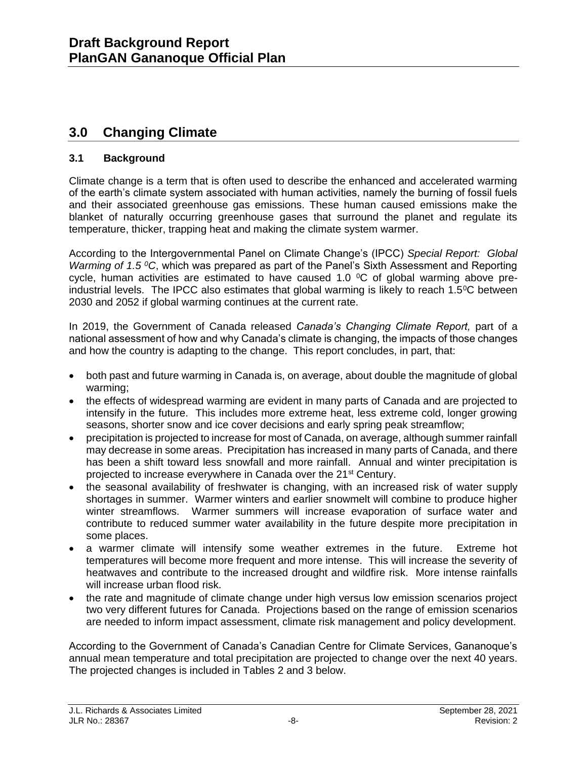## 3.0 Changing Climate

### 3.1 Background

Climate change is a term that is often used to describe the enhanced and accelerated warming of the earth's climate system associated with human activities, namely the burning of fossil fuels and their associated greenhouse gas emissions. These human caused emissions make the blanket of naturally occurring greenhouse gases that surround the planet and regulate its temperature, thicker, trapping heat and making the climate system warmer.

According to the Intergovernmental Panel on Climate Change's (IPCC) *Special Report: Global Warming of 1.5 $^0C$*, which was prepared as part of the Panel's Sixth Assessment and Reporting cycle, human activities are estimated to have caused 1.0 $^0$C of global warming above pre-industrial levels. The IPCC also estimates that global warming is likely to reach 1.5$^0$C between 2030 and 2052 if global warming continues at the current rate.

In 2019, the Government of Canada released *Canada's Changing Climate Report,* part of a national assessment of how and why Canada's climate is changing, the impacts of those changes and how the country is adapting to the change. This report concludes, in part, that:

- both past and future warming in Canada is, on average, about double the magnitude of global warming;
- the effects of widespread warming are evident in many parts of Canada and are projected to intensify in the future. This includes more extreme heat, less extreme cold, longer growing seasons, shorter snow and ice cover decisions and early spring peak streamflow;
- precipitation is projected to increase for most of Canada, on average, although summer rainfall may decrease in some areas. Precipitation has increased in many parts of Canada, and there has been a shift toward less snowfall and more rainfall. Annual and winter precipitation is projected to increase everywhere in Canada over the 21st Century.
- the seasonal availability of freshwater is changing, with an increased risk of water supply shortages in summer. Warmer winters and earlier snowmelt will combine to produce higher winter streamflows. Warmer summers will increase evaporation of surface water and contribute to reduced summer water availability in the future despite more precipitation in some places.
- a warmer climate will intensify some weather extremes in the future. Extreme hot temperatures will become more frequent and more intense. This will increase the severity of heatwaves and contribute to the increased drought and wildfire risk. More intense rainfalls will increase urban flood risk.
- the rate and magnitude of climate change under high versus low emission scenarios project two very different futures for Canada. Projections based on the range of emission scenarios are needed to inform impact assessment, climate risk management and policy development.

According to the Government of Canada's Canadian Centre for Climate Services, Gananoque's annual mean temperature and total precipitation are projected to change over the next 40 years. The projected changes is included in Tables 2 and 3 below.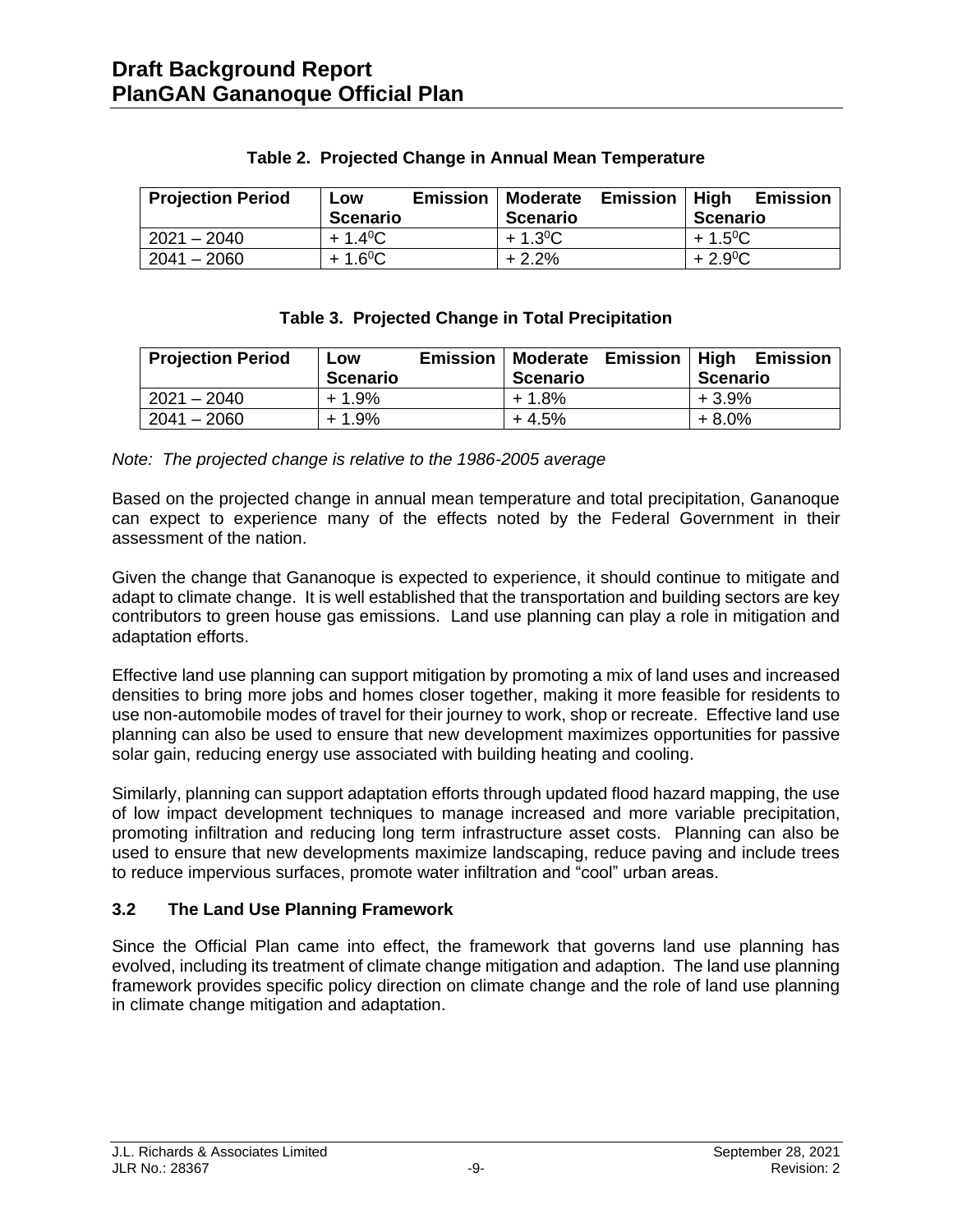**Table 2. Projected Change in Annual Mean Temperature**

| Projection Period | Low Emission Scenario | Moderate Emission Scenario | High Emission Scenario |
|---|---|---|---|
| 2021 – 2040 | + 1.4$^0$C | + 1.3$^0$C | + 1.5$^0$C |
| 2041 – 2060 | + 1.6$^0$C | + 2.2% | + 2.9$^0$C |

**Table 3. Projected Change in Total Precipitation**

| Projection Period | Low Emission Scenario | Moderate Emission Scenario | High Emission Scenario |
|---|---|---|---|
| 2021 – 2040 | + 1.9% | + 1.8% | + 3.9% |
| 2041 – 2060 | + 1.9% | + 4.5% | + 8.0% |

*Note: The projected change is relative to the 1986-2005 average*

Based on the projected change in annual mean temperature and total precipitation, Gananoque can expect to experience many of the effects noted by the Federal Government in their assessment of the nation.

Given the change that Gananoque is expected to experience, it should continue to mitigate and adapt to climate change. It is well established that the transportation and building sectors are key contributors to green house gas emissions. Land use planning can play a role in mitigation and adaptation efforts.

Effective land use planning can support mitigation by promoting a mix of land uses and increased densities to bring more jobs and homes closer together, making it more feasible for residents to use non-automobile modes of travel for their journey to work, shop or recreate. Effective land use planning can also be used to ensure that new development maximizes opportunities for passive solar gain, reducing energy use associated with building heating and cooling.

Similarly, planning can support adaptation efforts through updated flood hazard mapping, the use of low impact development techniques to manage increased and more variable precipitation, promoting infiltration and reducing long term infrastructure asset costs. Planning can also be used to ensure that new developments maximize landscaping, reduce paving and include trees to reduce impervious surfaces, promote water infiltration and "cool" urban areas.

### 3.2 The Land Use Planning Framework

Since the Official Plan came into effect, the framework that governs land use planning has evolved, including its treatment of climate change mitigation and adaption. The land use planning framework provides specific policy direction on climate change and the role of land use planning in climate change mitigation and adaptation.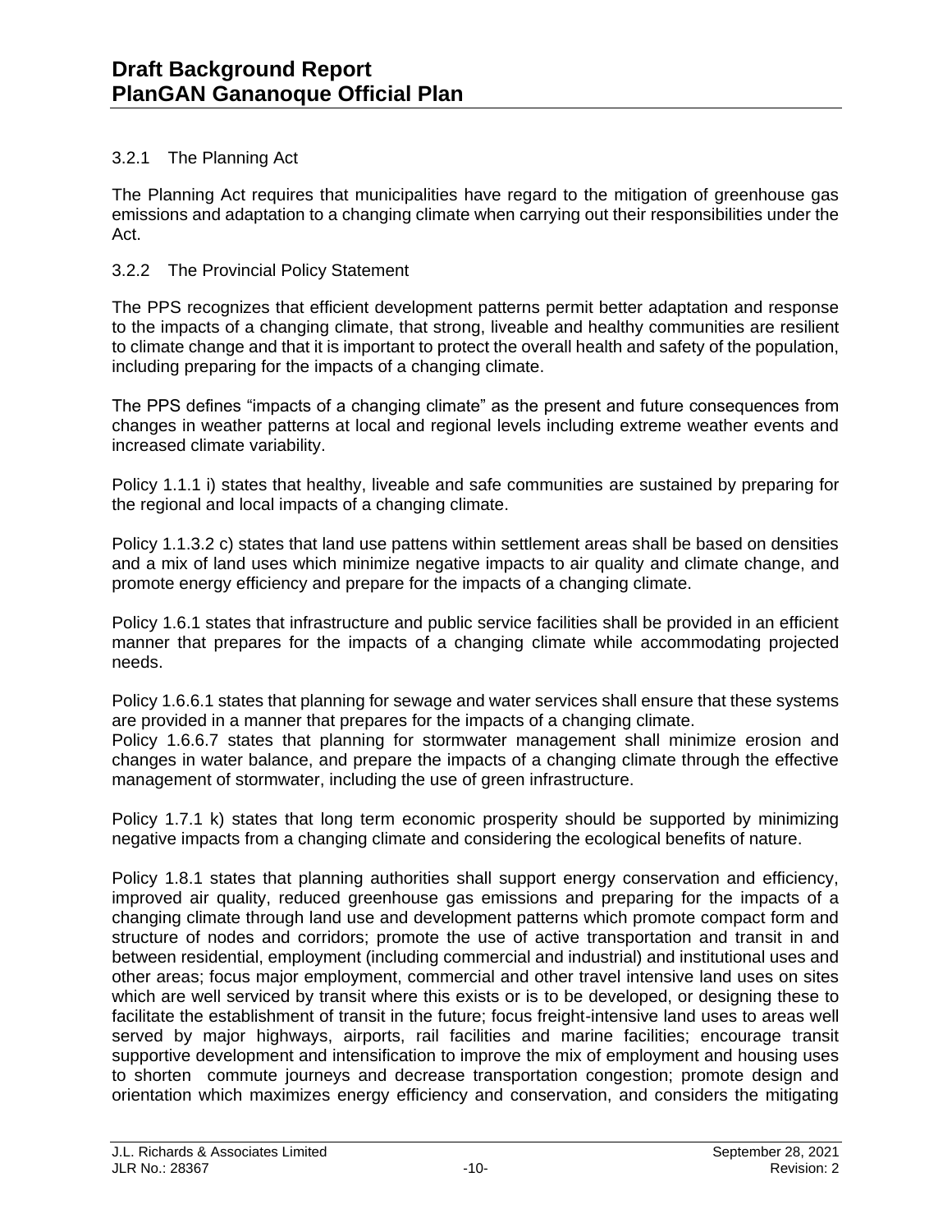### 3.2.1 The Planning Act

The Planning Act requires that municipalities have regard to the mitigation of greenhouse gas emissions and adaptation to a changing climate when carrying out their responsibilities under the Act.

### 3.2.2 The Provincial Policy Statement

The PPS recognizes that efficient development patterns permit better adaptation and response to the impacts of a changing climate, that strong, liveable and healthy communities are resilient to climate change and that it is important to protect the overall health and safety of the population, including preparing for the impacts of a changing climate.

The PPS defines "impacts of a changing climate" as the present and future consequences from changes in weather patterns at local and regional levels including extreme weather events and increased climate variability.

Policy 1.1.1 i) states that healthy, liveable and safe communities are sustained by preparing for the regional and local impacts of a changing climate.

Policy 1.1.3.2 c) states that land use pattens within settlement areas shall be based on densities and a mix of land uses which minimize negative impacts to air quality and climate change, and promote energy efficiency and prepare for the impacts of a changing climate.

Policy 1.6.1 states that infrastructure and public service facilities shall be provided in an efficient manner that prepares for the impacts of a changing climate while accommodating projected needs.

Policy 1.6.6.1 states that planning for sewage and water services shall ensure that these systems are provided in a manner that prepares for the impacts of a changing climate.
Policy 1.6.6.7 states that planning for stormwater management shall minimize erosion and changes in water balance, and prepare the impacts of a changing climate through the effective management of stormwater, including the use of green infrastructure.

Policy 1.7.1 k) states that long term economic prosperity should be supported by minimizing negative impacts from a changing climate and considering the ecological benefits of nature.

Policy 1.8.1 states that planning authorities shall support energy conservation and efficiency, improved air quality, reduced greenhouse gas emissions and preparing for the impacts of a changing climate through land use and development patterns which promote compact form and structure of nodes and corridors; promote the use of active transportation and transit in and between residential, employment (including commercial and industrial) and institutional uses and other areas; focus major employment, commercial and other travel intensive land uses on sites which are well serviced by transit where this exists or is to be developed, or designing these to facilitate the establishment of transit in the future; focus freight-intensive land uses to areas well served by major highways, airports, rail facilities and marine facilities; encourage transit supportive development and intensification to improve the mix of employment and housing uses to shorten commute journeys and decrease transportation congestion; promote design and orientation which maximizes energy efficiency and conservation, and considers the mitigating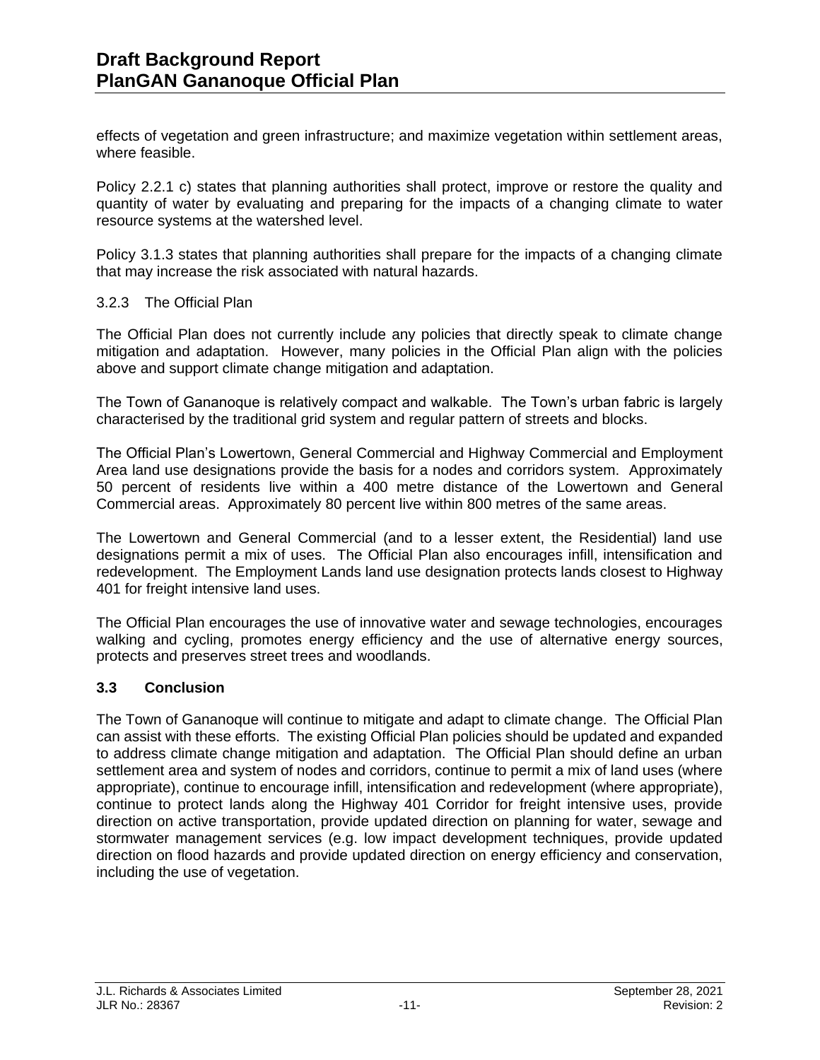effects of vegetation and green infrastructure; and maximize vegetation within settlement areas, where feasible.

Policy 2.2.1 c) states that planning authorities shall protect, improve or restore the quality and quantity of water by evaluating and preparing for the impacts of a changing climate to water resource systems at the watershed level.

Policy 3.1.3 states that planning authorities shall prepare for the impacts of a changing climate that may increase the risk associated with natural hazards.

#### 3.2.3 The Official Plan

The Official Plan does not currently include any policies that directly speak to climate change mitigation and adaptation. However, many policies in the Official Plan align with the policies above and support climate change mitigation and adaptation.

The Town of Gananoque is relatively compact and walkable. The Town's urban fabric is largely characterised by the traditional grid system and regular pattern of streets and blocks.

The Official Plan's Lowertown, General Commercial and Highway Commercial and Employment Area land use designations provide the basis for a nodes and corridors system. Approximately 50 percent of residents live within a 400 metre distance of the Lowertown and General Commercial areas. Approximately 80 percent live within 800 metres of the same areas.

The Lowertown and General Commercial (and to a lesser extent, the Residential) land use designations permit a mix of uses. The Official Plan also encourages infill, intensification and redevelopment. The Employment Lands land use designation protects lands closest to Highway 401 for freight intensive land uses.

The Official Plan encourages the use of innovative water and sewage technologies, encourages walking and cycling, promotes energy efficiency and the use of alternative energy sources, protects and preserves street trees and woodlands.

### 3.3 Conclusion

The Town of Gananoque will continue to mitigate and adapt to climate change. The Official Plan can assist with these efforts. The existing Official Plan policies should be updated and expanded to address climate change mitigation and adaptation. The Official Plan should define an urban settlement area and system of nodes and corridors, continue to permit a mix of land uses (where appropriate), continue to encourage infill, intensification and redevelopment (where appropriate), continue to protect lands along the Highway 401 Corridor for freight intensive uses, provide direction on active transportation, provide updated direction on planning for water, sewage and stormwater management services (e.g. low impact development techniques, provide updated direction on flood hazards and provide updated direction on energy efficiency and conservation, including the use of vegetation.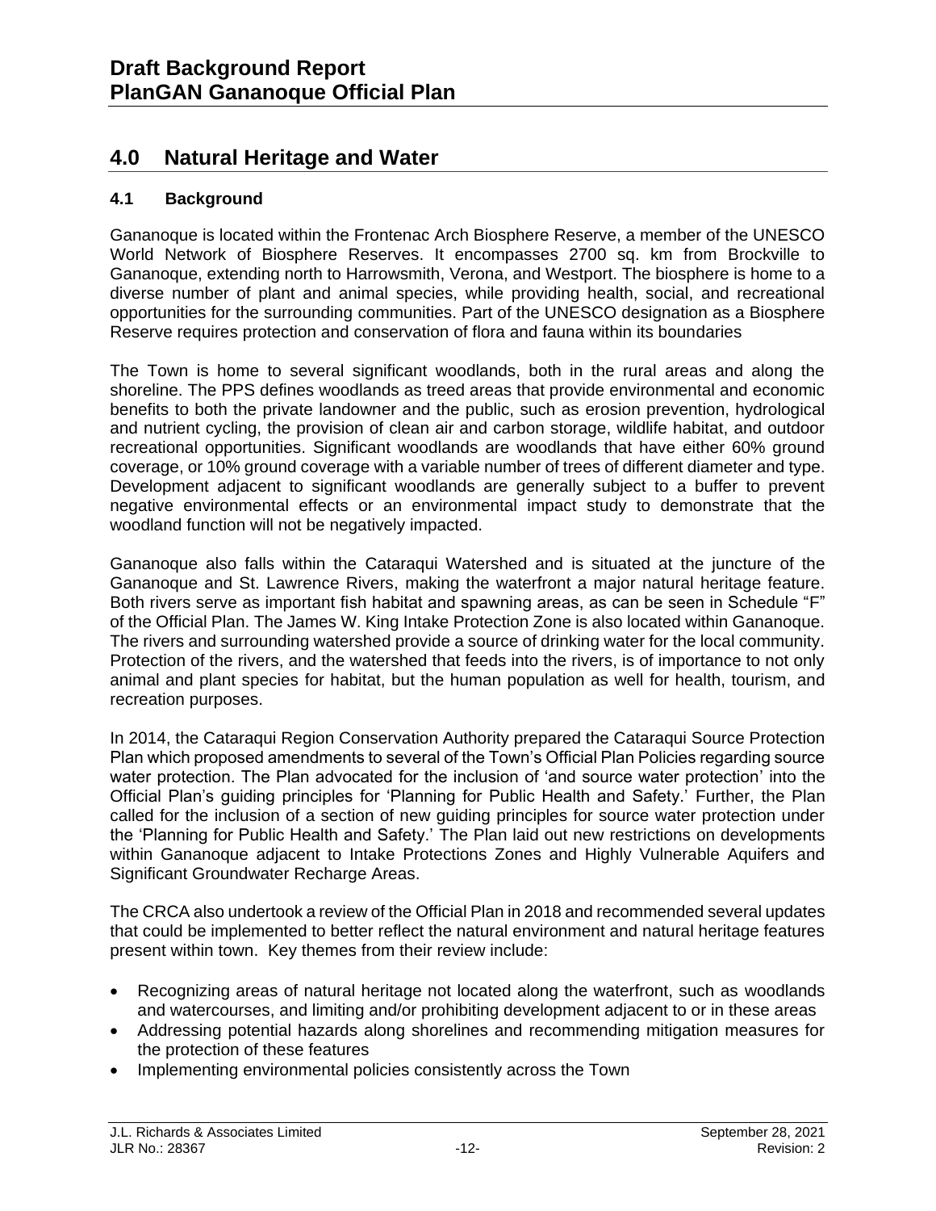## 4.0 Natural Heritage and Water

### 4.1 Background

Gananoque is located within the Frontenac Arch Biosphere Reserve, a member of the UNESCO World Network of Biosphere Reserves. It encompasses 2700 sq. km from Brockville to Gananoque, extending north to Harrowsmith, Verona, and Westport. The biosphere is home to a diverse number of plant and animal species, while providing health, social, and recreational opportunities for the surrounding communities. Part of the UNESCO designation as a Biosphere Reserve requires protection and conservation of flora and fauna within its boundaries

The Town is home to several significant woodlands, both in the rural areas and along the shoreline. The PPS defines woodlands as treed areas that provide environmental and economic benefits to both the private landowner and the public, such as erosion prevention, hydrological and nutrient cycling, the provision of clean air and carbon storage, wildlife habitat, and outdoor recreational opportunities. Significant woodlands are woodlands that have either 60% ground coverage, or 10% ground coverage with a variable number of trees of different diameter and type. Development adjacent to significant woodlands are generally subject to a buffer to prevent negative environmental effects or an environmental impact study to demonstrate that the woodland function will not be negatively impacted.

Gananoque also falls within the Cataraqui Watershed and is situated at the juncture of the Gananoque and St. Lawrence Rivers, making the waterfront a major natural heritage feature. Both rivers serve as important fish habitat and spawning areas, as can be seen in Schedule "F" of the Official Plan. The James W. King Intake Protection Zone is also located within Gananoque. The rivers and surrounding watershed provide a source of drinking water for the local community. Protection of the rivers, and the watershed that feeds into the rivers, is of importance to not only animal and plant species for habitat, but the human population as well for health, tourism, and recreation purposes.

In 2014, the Cataraqui Region Conservation Authority prepared the Cataraqui Source Protection Plan which proposed amendments to several of the Town's Official Plan Policies regarding source water protection. The Plan advocated for the inclusion of 'and source water protection' into the Official Plan's guiding principles for 'Planning for Public Health and Safety.' Further, the Plan called for the inclusion of a section of new guiding principles for source water protection under the 'Planning for Public Health and Safety.' The Plan laid out new restrictions on developments within Gananoque adjacent to Intake Protections Zones and Highly Vulnerable Aquifers and Significant Groundwater Recharge Areas.

The CRCA also undertook a review of the Official Plan in 2018 and recommended several updates that could be implemented to better reflect the natural environment and natural heritage features present within town. Key themes from their review include:

- Recognizing areas of natural heritage not located along the waterfront, such as woodlands and watercourses, and limiting and/or prohibiting development adjacent to or in these areas
- Addressing potential hazards along shorelines and recommending mitigation measures for the protection of these features
- Implementing environmental policies consistently across the Town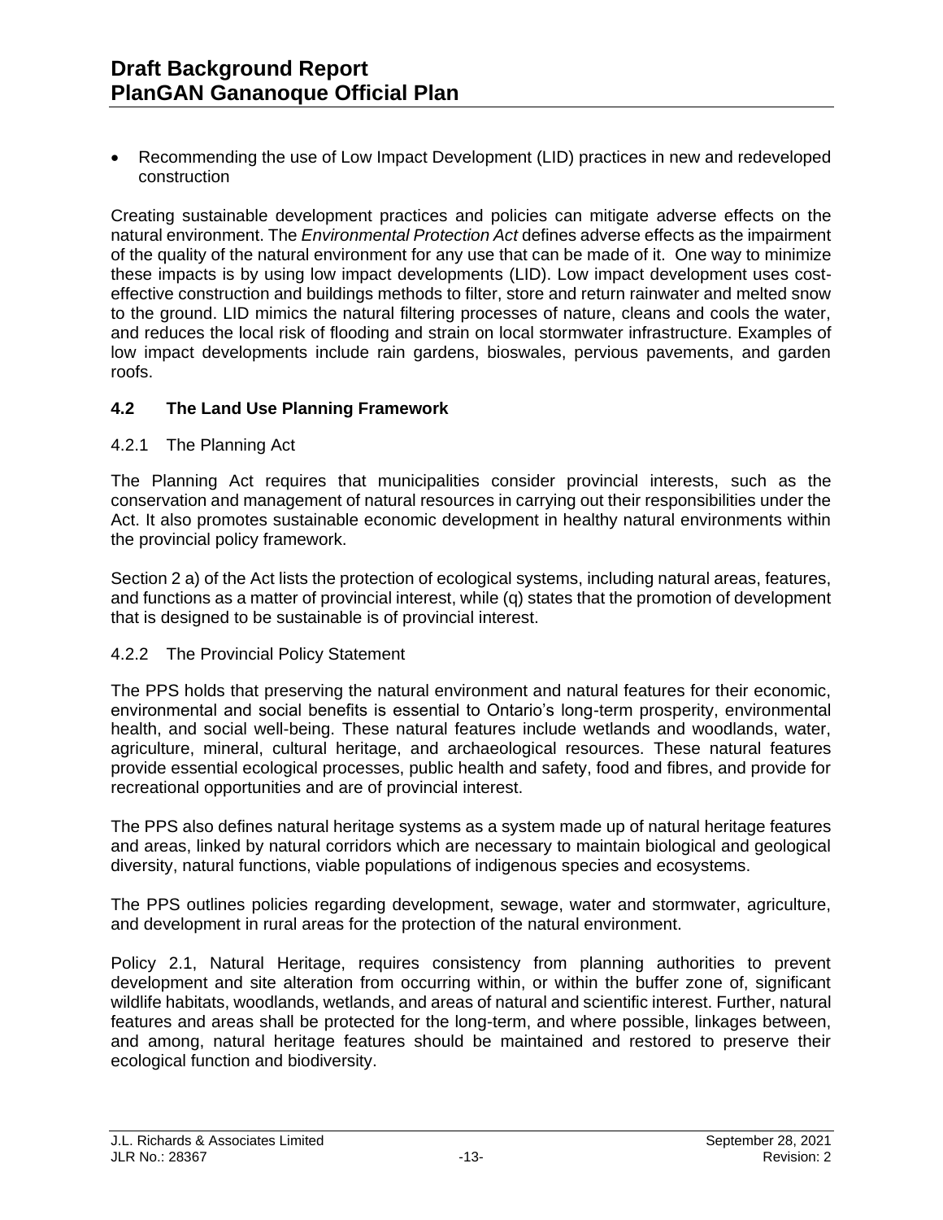- Recommending the use of Low Impact Development (LID) practices in new and redeveloped construction

Creating sustainable development practices and policies can mitigate adverse effects on the natural environment. The *Environmental Protection Act* defines adverse effects as the impairment of the quality of the natural environment for any use that can be made of it. One way to minimize these impacts is by using low impact developments (LID). Low impact development uses cost-effective construction and buildings methods to filter, store and return rainwater and melted snow to the ground. LID mimics the natural filtering processes of nature, cleans and cools the water, and reduces the local risk of flooding and strain on local stormwater infrastructure. Examples of low impact developments include rain gardens, bioswales, pervious pavements, and garden roofs.

## 4.2 The Land Use Planning Framework

### 4.2.1 The Planning Act

The Planning Act requires that municipalities consider provincial interests, such as the conservation and management of natural resources in carrying out their responsibilities under the Act. It also promotes sustainable economic development in healthy natural environments within the provincial policy framework.

Section 2 a) of the Act lists the protection of ecological systems, including natural areas, features, and functions as a matter of provincial interest, while (q) states that the promotion of development that is designed to be sustainable is of provincial interest.

### 4.2.2 The Provincial Policy Statement

The PPS holds that preserving the natural environment and natural features for their economic, environmental and social benefits is essential to Ontario's long-term prosperity, environmental health, and social well-being. These natural features include wetlands and woodlands, water, agriculture, mineral, cultural heritage, and archaeological resources. These natural features provide essential ecological processes, public health and safety, food and fibres, and provide for recreational opportunities and are of provincial interest.

The PPS also defines natural heritage systems as a system made up of natural heritage features and areas, linked by natural corridors which are necessary to maintain biological and geological diversity, natural functions, viable populations of indigenous species and ecosystems.

The PPS outlines policies regarding development, sewage, water and stormwater, agriculture, and development in rural areas for the protection of the natural environment.

Policy 2.1, Natural Heritage, requires consistency from planning authorities to prevent development and site alteration from occurring within, or within the buffer zone of, significant wildlife habitats, woodlands, wetlands, and areas of natural and scientific interest. Further, natural features and areas shall be protected for the long-term, and where possible, linkages between, and among, natural heritage features should be maintained and restored to preserve their ecological function and biodiversity.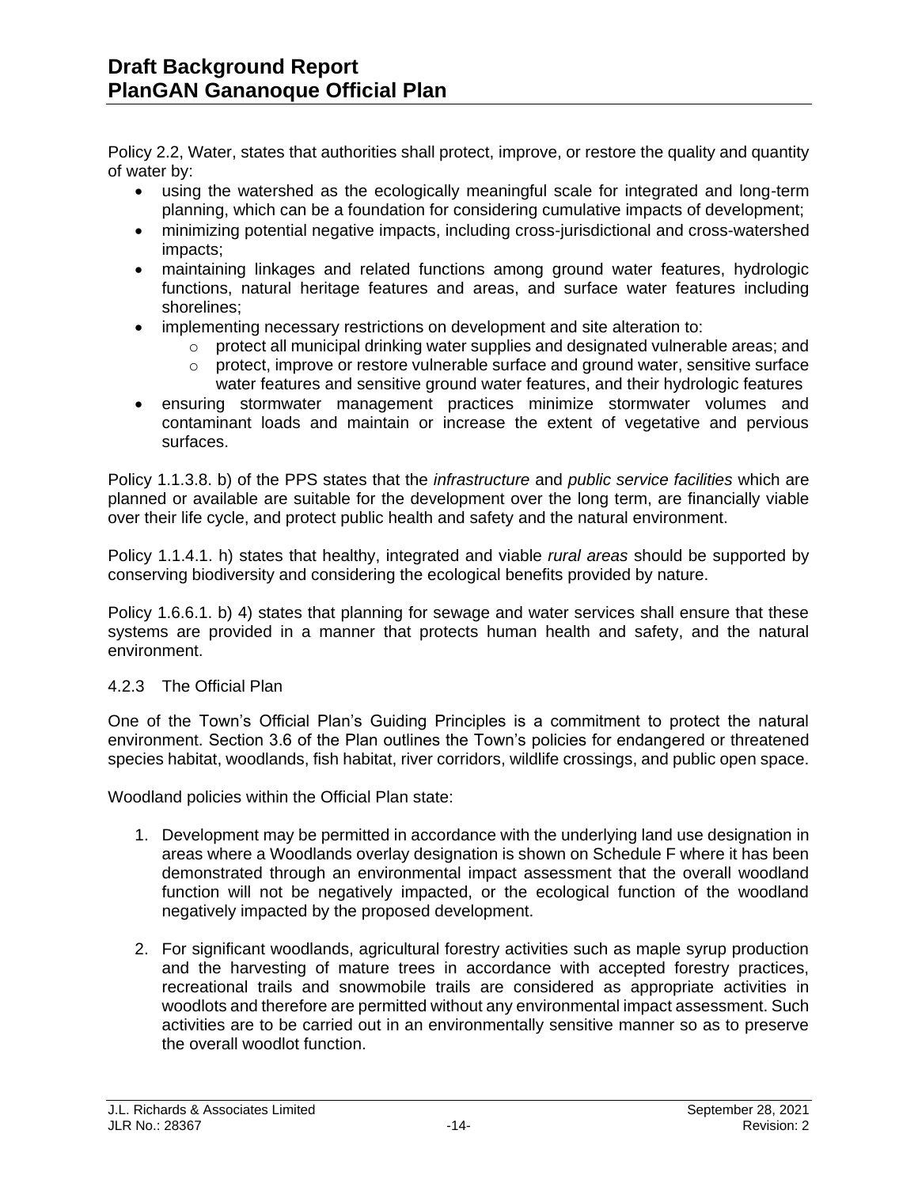Policy 2.2, Water, states that authorities shall protect, improve, or restore the quality and quantity of water by:

- using the watershed as the ecologically meaningful scale for integrated and long-term planning, which can be a foundation for considering cumulative impacts of development;
- minimizing potential negative impacts, including cross-jurisdictional and cross-watershed impacts;
- maintaining linkages and related functions among ground water features, hydrologic functions, natural heritage features and areas, and surface water features including shorelines;
- implementing necessary restrictions on development and site alteration to:
  - protect all municipal drinking water supplies and designated vulnerable areas; and
  - protect, improve or restore vulnerable surface and ground water, sensitive surface water features and sensitive ground water features, and their hydrologic features
- ensuring stormwater management practices minimize stormwater volumes and contaminant loads and maintain or increase the extent of vegetative and pervious surfaces.

Policy 1.1.3.8. b) of the PPS states that the *infrastructure* and *public service facilities* which are planned or available are suitable for the development over the long term, are financially viable over their life cycle, and protect public health and safety and the natural environment.

Policy 1.1.4.1. h) states that healthy, integrated and viable *rural areas* should be supported by conserving biodiversity and considering the ecological benefits provided by nature.

Policy 1.6.6.1. b) 4) states that planning for sewage and water services shall ensure that these systems are provided in a manner that protects human health and safety, and the natural environment.

#### 4.2.3 The Official Plan

One of the Town's Official Plan's Guiding Principles is a commitment to protect the natural environment. Section 3.6 of the Plan outlines the Town's policies for endangered or threatened species habitat, woodlands, fish habitat, river corridors, wildlife crossings, and public open space.

Woodland policies within the Official Plan state:

1. Development may be permitted in accordance with the underlying land use designation in areas where a Woodlands overlay designation is shown on Schedule F where it has been demonstrated through an environmental impact assessment that the overall woodland function will not be negatively impacted, or the ecological function of the woodland negatively impacted by the proposed development.

2. For significant woodlands, agricultural forestry activities such as maple syrup production and the harvesting of mature trees in accordance with accepted forestry practices, recreational trails and snowmobile trails are considered as appropriate activities in woodlots and therefore are permitted without any environmental impact assessment. Such activities are to be carried out in an environmentally sensitive manner so as to preserve the overall woodlot function.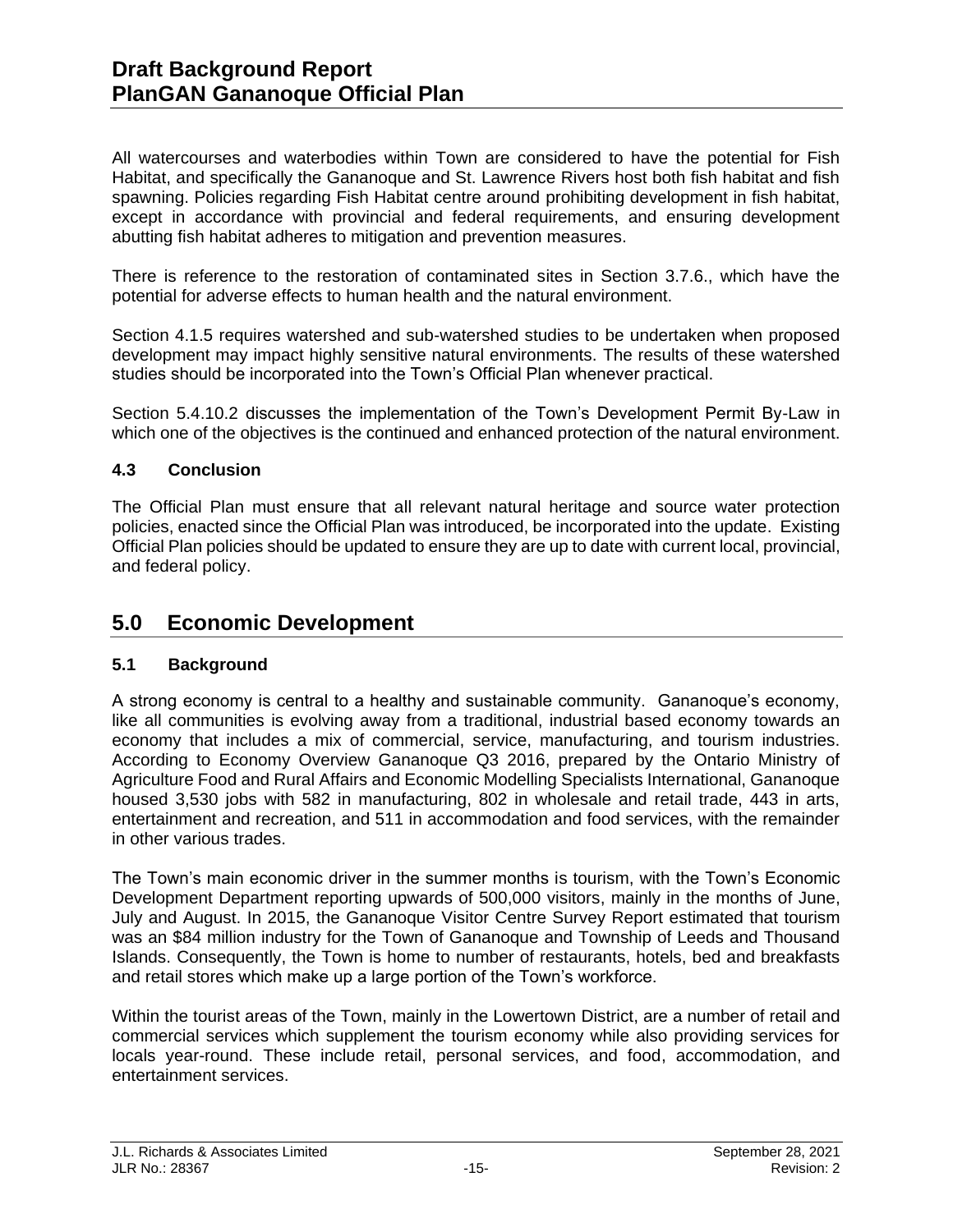All watercourses and waterbodies within Town are considered to have the potential for Fish Habitat, and specifically the Gananoque and St. Lawrence Rivers host both fish habitat and fish spawning. Policies regarding Fish Habitat centre around prohibiting development in fish habitat, except in accordance with provincial and federal requirements, and ensuring development abutting fish habitat adheres to mitigation and prevention measures.

There is reference to the restoration of contaminated sites in Section 3.7.6., which have the potential for adverse effects to human health and the natural environment.

Section 4.1.5 requires watershed and sub-watershed studies to be undertaken when proposed development may impact highly sensitive natural environments. The results of these watershed studies should be incorporated into the Town's Official Plan whenever practical.

Section 5.4.10.2 discusses the implementation of the Town's Development Permit By-Law in which one of the objectives is the continued and enhanced protection of the natural environment.

### 4.3 Conclusion

The Official Plan must ensure that all relevant natural heritage and source water protection policies, enacted since the Official Plan was introduced, be incorporated into the update. Existing Official Plan policies should be updated to ensure they are up to date with current local, provincial, and federal policy.

## 5.0 Economic Development

### 5.1 Background

A strong economy is central to a healthy and sustainable community. Gananoque's economy, like all communities is evolving away from a traditional, industrial based economy towards an economy that includes a mix of commercial, service, manufacturing, and tourism industries. According to Economy Overview Gananoque Q3 2016, prepared by the Ontario Ministry of Agriculture Food and Rural Affairs and Economic Modelling Specialists International, Gananoque housed 3,530 jobs with 582 in manufacturing, 802 in wholesale and retail trade, 443 in arts, entertainment and recreation, and 511 in accommodation and food services, with the remainder in other various trades.

The Town's main economic driver in the summer months is tourism, with the Town's Economic Development Department reporting upwards of 500,000 visitors, mainly in the months of June, July and August. In 2015, the Gananoque Visitor Centre Survey Report estimated that tourism was an $84 million industry for the Town of Gananoque and Township of Leeds and Thousand Islands. Consequently, the Town is home to number of restaurants, hotels, bed and breakfasts and retail stores which make up a large portion of the Town's workforce.

Within the tourist areas of the Town, mainly in the Lowertown District, are a number of retail and commercial services which supplement the tourism economy while also providing services for locals year-round. These include retail, personal services, and food, accommodation, and entertainment services.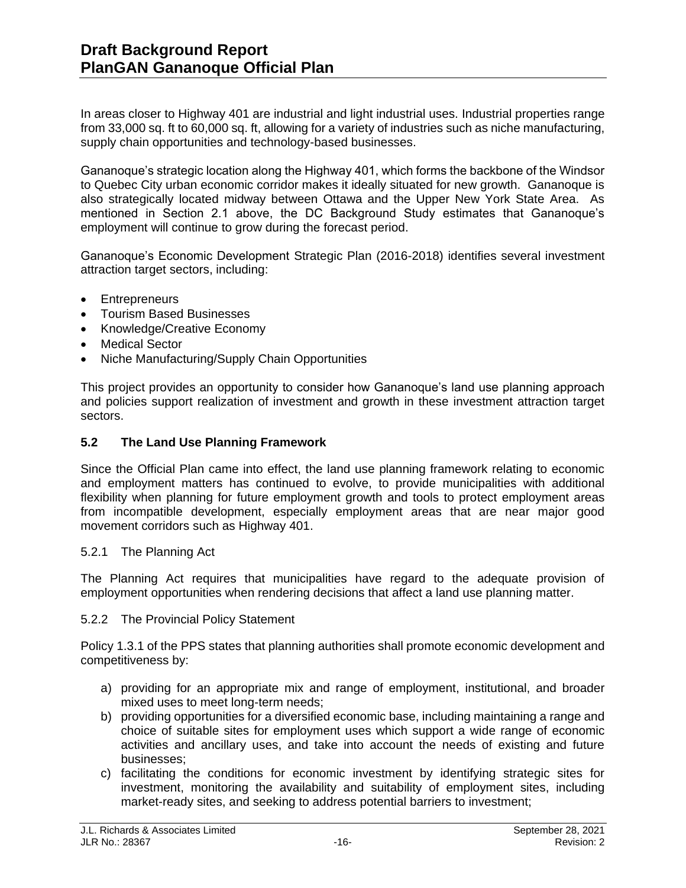In areas closer to Highway 401 are industrial and light industrial uses. Industrial properties range from 33,000 sq. ft to 60,000 sq. ft, allowing for a variety of industries such as niche manufacturing, supply chain opportunities and technology-based businesses.

Gananoque's strategic location along the Highway 401, which forms the backbone of the Windsor to Quebec City urban economic corridor makes it ideally situated for new growth. Gananoque is also strategically located midway between Ottawa and the Upper New York State Area. As mentioned in Section 2.1 above, the DC Background Study estimates that Gananoque's employment will continue to grow during the forecast period.

Gananoque's Economic Development Strategic Plan (2016-2018) identifies several investment attraction target sectors, including:

- Entrepreneurs
- Tourism Based Businesses
- Knowledge/Creative Economy
- Medical Sector
- Niche Manufacturing/Supply Chain Opportunities

This project provides an opportunity to consider how Gananoque's land use planning approach and policies support realization of investment and growth in these investment attraction target sectors.

## 5.2 The Land Use Planning Framework

Since the Official Plan came into effect, the land use planning framework relating to economic and employment matters has continued to evolve, to provide municipalities with additional flexibility when planning for future employment growth and tools to protect employment areas from incompatible development, especially employment areas that are near major good movement corridors such as Highway 401.

### 5.2.1 The Planning Act

The Planning Act requires that municipalities have regard to the adequate provision of employment opportunities when rendering decisions that affect a land use planning matter.

### 5.2.2 The Provincial Policy Statement

Policy 1.3.1 of the PPS states that planning authorities shall promote economic development and competitiveness by:

a) providing for an appropriate mix and range of employment, institutional, and broader mixed uses to meet long-term needs;
b) providing opportunities for a diversified economic base, including maintaining a range and choice of suitable sites for employment uses which support a wide range of economic activities and ancillary uses, and take into account the needs of existing and future businesses;
c) facilitating the conditions for economic investment by identifying strategic sites for investment, monitoring the availability and suitability of employment sites, including market-ready sites, and seeking to address potential barriers to investment;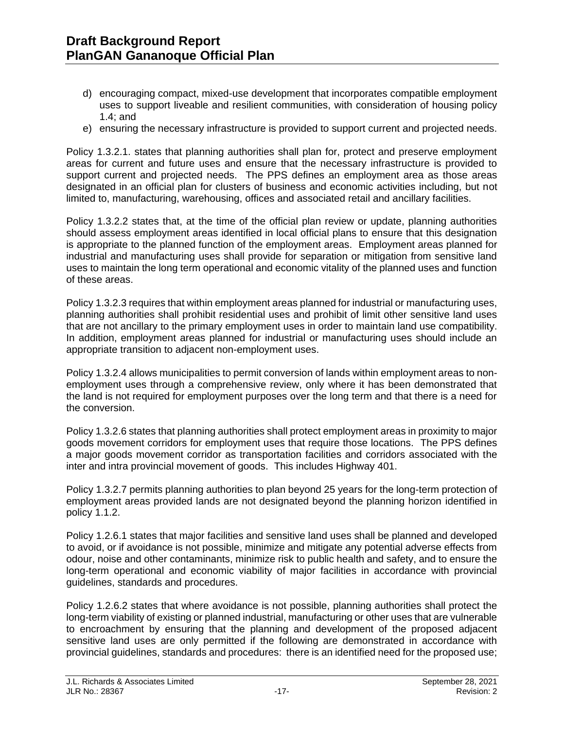d) encouraging compact, mixed-use development that incorporates compatible employment uses to support liveable and resilient communities, with consideration of housing policy 1.4; and
e) ensuring the necessary infrastructure is provided to support current and projected needs.

Policy 1.3.2.1. states that planning authorities shall plan for, protect and preserve employment areas for current and future uses and ensure that the necessary infrastructure is provided to support current and projected needs. The PPS defines an employment area as those areas designated in an official plan for clusters of business and economic activities including, but not limited to, manufacturing, warehousing, offices and associated retail and ancillary facilities.

Policy 1.3.2.2 states that, at the time of the official plan review or update, planning authorities should assess employment areas identified in local official plans to ensure that this designation is appropriate to the planned function of the employment areas. Employment areas planned for industrial and manufacturing uses shall provide for separation or mitigation from sensitive land uses to maintain the long term operational and economic vitality of the planned uses and function of these areas.

Policy 1.3.2.3 requires that within employment areas planned for industrial or manufacturing uses, planning authorities shall prohibit residential uses and prohibit of limit other sensitive land uses that are not ancillary to the primary employment uses in order to maintain land use compatibility. In addition, employment areas planned for industrial or manufacturing uses should include an appropriate transition to adjacent non-employment uses.

Policy 1.3.2.4 allows municipalities to permit conversion of lands within employment areas to non-employment uses through a comprehensive review, only where it has been demonstrated that the land is not required for employment purposes over the long term and that there is a need for the conversion.

Policy 1.3.2.6 states that planning authorities shall protect employment areas in proximity to major goods movement corridors for employment uses that require those locations. The PPS defines a major goods movement corridor as transportation facilities and corridors associated with the inter and intra provincial movement of goods. This includes Highway 401.

Policy 1.3.2.7 permits planning authorities to plan beyond 25 years for the long-term protection of employment areas provided lands are not designated beyond the planning horizon identified in policy 1.1.2.

Policy 1.2.6.1 states that major facilities and sensitive land uses shall be planned and developed to avoid, or if avoidance is not possible, minimize and mitigate any potential adverse effects from odour, noise and other contaminants, minimize risk to public health and safety, and to ensure the long-term operational and economic viability of major facilities in accordance with provincial guidelines, standards and procedures.

Policy 1.2.6.2 states that where avoidance is not possible, planning authorities shall protect the long-term viability of existing or planned industrial, manufacturing or other uses that are vulnerable to encroachment by ensuring that the planning and development of the proposed adjacent sensitive land uses are only permitted if the following are demonstrated in accordance with provincial guidelines, standards and procedures: there is an identified need for the proposed use;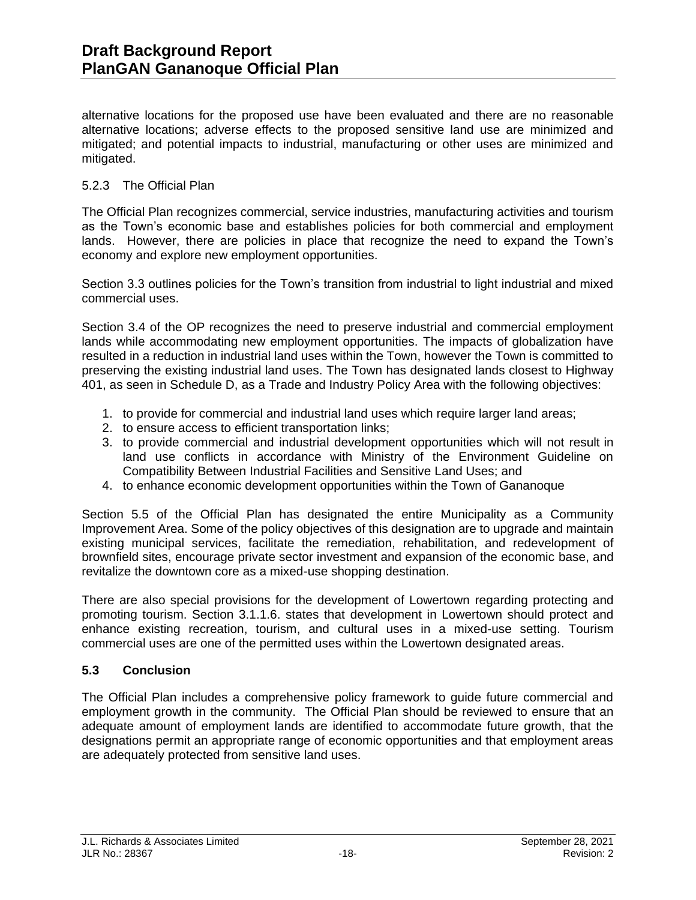alternative locations for the proposed use have been evaluated and there are no reasonable alternative locations; adverse effects to the proposed sensitive land use are minimized and mitigated; and potential impacts to industrial, manufacturing or other uses are minimized and mitigated.

5.2.3 The Official Plan

The Official Plan recognizes commercial, service industries, manufacturing activities and tourism as the Town's economic base and establishes policies for both commercial and employment lands. However, there are policies in place that recognize the need to expand the Town's economy and explore new employment opportunities.

Section 3.3 outlines policies for the Town's transition from industrial to light industrial and mixed commercial uses.

Section 3.4 of the OP recognizes the need to preserve industrial and commercial employment lands while accommodating new employment opportunities. The impacts of globalization have resulted in a reduction in industrial land uses within the Town, however the Town is committed to preserving the existing industrial land uses. The Town has designated lands closest to Highway 401, as seen in Schedule D, as a Trade and Industry Policy Area with the following objectives:

1. to provide for commercial and industrial land uses which require larger land areas;
2. to ensure access to efficient transportation links;
3. to provide commercial and industrial development opportunities which will not result in land use conflicts in accordance with Ministry of the Environment Guideline on Compatibility Between Industrial Facilities and Sensitive Land Uses; and
4. to enhance economic development opportunities within the Town of Gananoque

Section 5.5 of the Official Plan has designated the entire Municipality as a Community Improvement Area. Some of the policy objectives of this designation are to upgrade and maintain existing municipal services, facilitate the remediation, rehabilitation, and redevelopment of brownfield sites, encourage private sector investment and expansion of the economic base, and revitalize the downtown core as a mixed-use shopping destination.

There are also special provisions for the development of Lowertown regarding protecting and promoting tourism. Section 3.1.1.6. states that development in Lowertown should protect and enhance existing recreation, tourism, and cultural uses in a mixed-use setting. Tourism commercial uses are one of the permitted uses within the Lowertown designated areas.

## 5.3 Conclusion

The Official Plan includes a comprehensive policy framework to guide future commercial and employment growth in the community. The Official Plan should be reviewed to ensure that an adequate amount of employment lands are identified to accommodate future growth, that the designations permit an appropriate range of economic opportunities and that employment areas are adequately protected from sensitive land uses.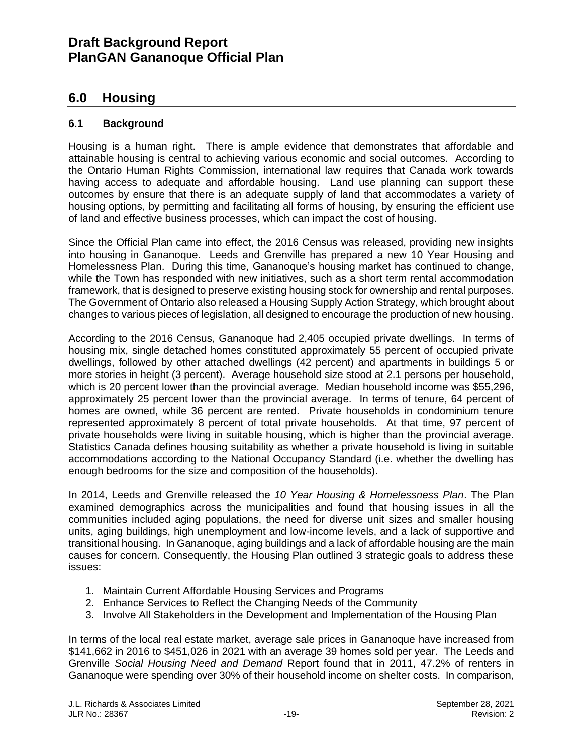## 6.0 Housing

### 6.1 Background

Housing is a human right. There is ample evidence that demonstrates that affordable and attainable housing is central to achieving various economic and social outcomes. According to the Ontario Human Rights Commission, international law requires that Canada work towards having access to adequate and affordable housing. Land use planning can support these outcomes by ensure that there is an adequate supply of land that accommodates a variety of housing options, by permitting and facilitating all forms of housing, by ensuring the efficient use of land and effective business processes, which can impact the cost of housing.

Since the Official Plan came into effect, the 2016 Census was released, providing new insights into housing in Gananoque. Leeds and Grenville has prepared a new 10 Year Housing and Homelessness Plan. During this time, Gananoque's housing market has continued to change, while the Town has responded with new initiatives, such as a short term rental accommodation framework, that is designed to preserve existing housing stock for ownership and rental purposes. The Government of Ontario also released a Housing Supply Action Strategy, which brought about changes to various pieces of legislation, all designed to encourage the production of new housing.

According to the 2016 Census, Gananoque had 2,405 occupied private dwellings. In terms of housing mix, single detached homes constituted approximately 55 percent of occupied private dwellings, followed by other attached dwellings (42 percent) and apartments in buildings 5 or more stories in height (3 percent). Average household size stood at 2.1 persons per household, which is 20 percent lower than the provincial average. Median household income was $55,296, approximately 25 percent lower than the provincial average. In terms of tenure, 64 percent of homes are owned, while 36 percent are rented. Private households in condominium tenure represented approximately 8 percent of total private households. At that time, 97 percent of private households were living in suitable housing, which is higher than the provincial average. Statistics Canada defines housing suitability as whether a private household is living in suitable accommodations according to the National Occupancy Standard (i.e. whether the dwelling has enough bedrooms for the size and composition of the households).

In 2014, Leeds and Grenville released the *10 Year Housing & Homelessness Plan*. The Plan examined demographics across the municipalities and found that housing issues in all the communities included aging populations, the need for diverse unit sizes and smaller housing units, aging buildings, high unemployment and low-income levels, and a lack of supportive and transitional housing. In Gananoque, aging buildings and a lack of affordable housing are the main causes for concern. Consequently, the Housing Plan outlined 3 strategic goals to address these issues:

1. Maintain Current Affordable Housing Services and Programs
2. Enhance Services to Reflect the Changing Needs of the Community
3. Involve All Stakeholders in the Development and Implementation of the Housing Plan

In terms of the local real estate market, average sale prices in Gananoque have increased from $141,662 in 2016 to $451,026 in 2021 with an average 39 homes sold per year. The Leeds and Grenville *Social Housing Need and Demand* Report found that in 2011, 47.2% of renters in Gananoque were spending over 30% of their household income on shelter costs. In comparison,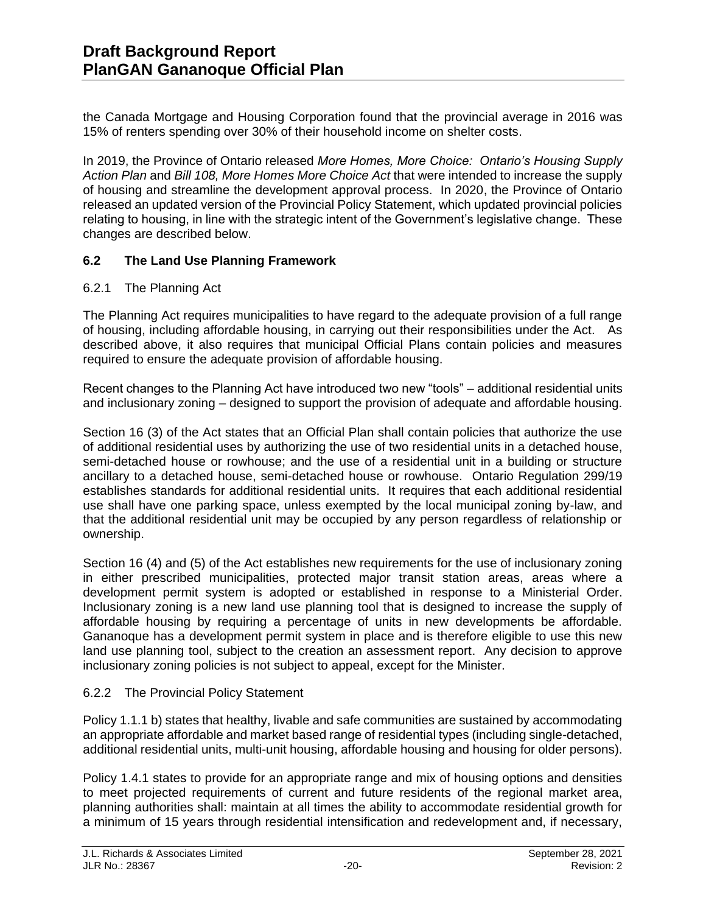the Canada Mortgage and Housing Corporation found that the provincial average in 2016 was 15% of renters spending over 30% of their household income on shelter costs.

In 2019, the Province of Ontario released *More Homes, More Choice: Ontario's Housing Supply Action Plan* and *Bill 108, More Homes More Choice Act* that were intended to increase the supply of housing and streamline the development approval process. In 2020, the Province of Ontario released an updated version of the Provincial Policy Statement, which updated provincial policies relating to housing, in line with the strategic intent of the Government's legislative change. These changes are described below.

## 6.2 The Land Use Planning Framework

### 6.2.1 The Planning Act

The Planning Act requires municipalities to have regard to the adequate provision of a full range of housing, including affordable housing, in carrying out their responsibilities under the Act. As described above, it also requires that municipal Official Plans contain policies and measures required to ensure the adequate provision of affordable housing.

Recent changes to the Planning Act have introduced two new "tools" – additional residential units and inclusionary zoning – designed to support the provision of adequate and affordable housing.

Section 16 (3) of the Act states that an Official Plan shall contain policies that authorize the use of additional residential uses by authorizing the use of two residential units in a detached house, semi-detached house or rowhouse; and the use of a residential unit in a building or structure ancillary to a detached house, semi-detached house or rowhouse. Ontario Regulation 299/19 establishes standards for additional residential units. It requires that each additional residential use shall have one parking space, unless exempted by the local municipal zoning by-law, and that the additional residential unit may be occupied by any person regardless of relationship or ownership.

Section 16 (4) and (5) of the Act establishes new requirements for the use of inclusionary zoning in either prescribed municipalities, protected major transit station areas, areas where a development permit system is adopted or established in response to a Ministerial Order. Inclusionary zoning is a new land use planning tool that is designed to increase the supply of affordable housing by requiring a percentage of units in new developments be affordable. Gananoque has a development permit system in place and is therefore eligible to use this new land use planning tool, subject to the creation an assessment report. Any decision to approve inclusionary zoning policies is not subject to appeal, except for the Minister.

### 6.2.2 The Provincial Policy Statement

Policy 1.1.1 b) states that healthy, livable and safe communities are sustained by accommodating an appropriate affordable and market based range of residential types (including single-detached, additional residential units, multi-unit housing, affordable housing and housing for older persons).

Policy 1.4.1 states to provide for an appropriate range and mix of housing options and densities to meet projected requirements of current and future residents of the regional market area, planning authorities shall: maintain at all times the ability to accommodate residential growth for a minimum of 15 years through residential intensification and redevelopment and, if necessary,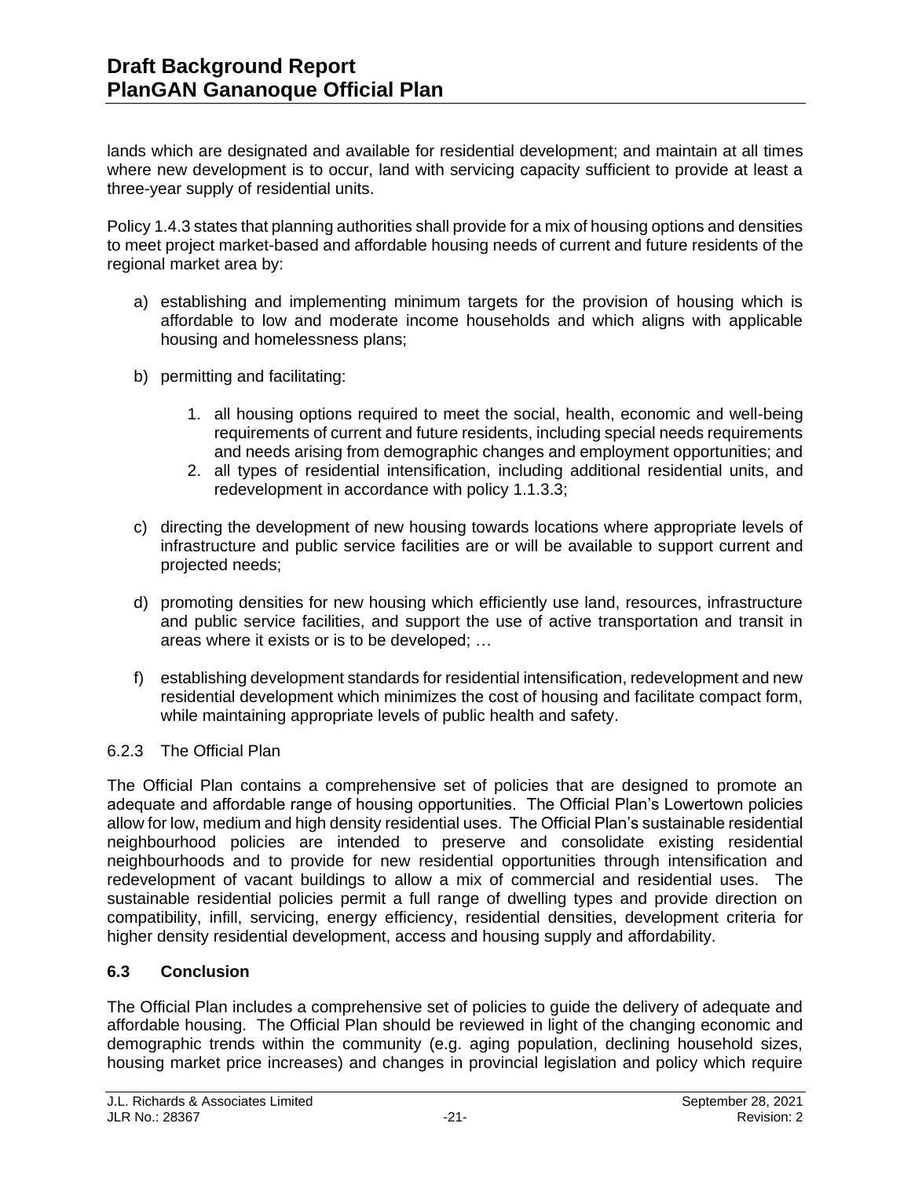lands which are designated and available for residential development; and maintain at all times where new development is to occur, land with servicing capacity sufficient to provide at least a three-year supply of residential units.

Policy 1.4.3 states that planning authorities shall provide for a mix of housing options and densities to meet project market-based and affordable housing needs of current and future residents of the regional market area by:

a) establishing and implementing minimum targets for the provision of housing which is affordable to low and moderate income households and which aligns with applicable housing and homelessness plans;

b) permitting and facilitating:

   1. all housing options required to meet the social, health, economic and well-being requirements of current and future residents, including special needs requirements and needs arising from demographic changes and employment opportunities; and
   2. all types of residential intensification, including additional residential units, and redevelopment in accordance with policy 1.1.3.3;

c) directing the development of new housing towards locations where appropriate levels of infrastructure and public service facilities are or will be available to support current and projected needs;

d) promoting densities for new housing which efficiently use land, resources, infrastructure and public service facilities, and support the use of active transportation and transit in areas where it exists or is to be developed; …

f) establishing development standards for residential intensification, redevelopment and new residential development which minimizes the cost of housing and facilitate compact form, while maintaining appropriate levels of public health and safety.

### 6.2.3 The Official Plan

The Official Plan contains a comprehensive set of policies that are designed to promote an adequate and affordable range of housing opportunities. The Official Plan's Lowertown policies allow for low, medium and high density residential uses. The Official Plan's sustainable residential neighbourhood policies are intended to preserve and consolidate existing residential neighbourhoods and to provide for new residential opportunities through intensification and redevelopment of vacant buildings to allow a mix of commercial and residential uses. The sustainable residential policies permit a full range of dwelling types and provide direction on compatibility, infill, servicing, energy efficiency, residential densities, development criteria for higher density residential development, access and housing supply and affordability.

## 6.3 Conclusion

The Official Plan includes a comprehensive set of policies to guide the delivery of adequate and affordable housing. The Official Plan should be reviewed in light of the changing economic and demographic trends within the community (e.g. aging population, declining household sizes, housing market price increases) and changes in provincial legislation and policy which require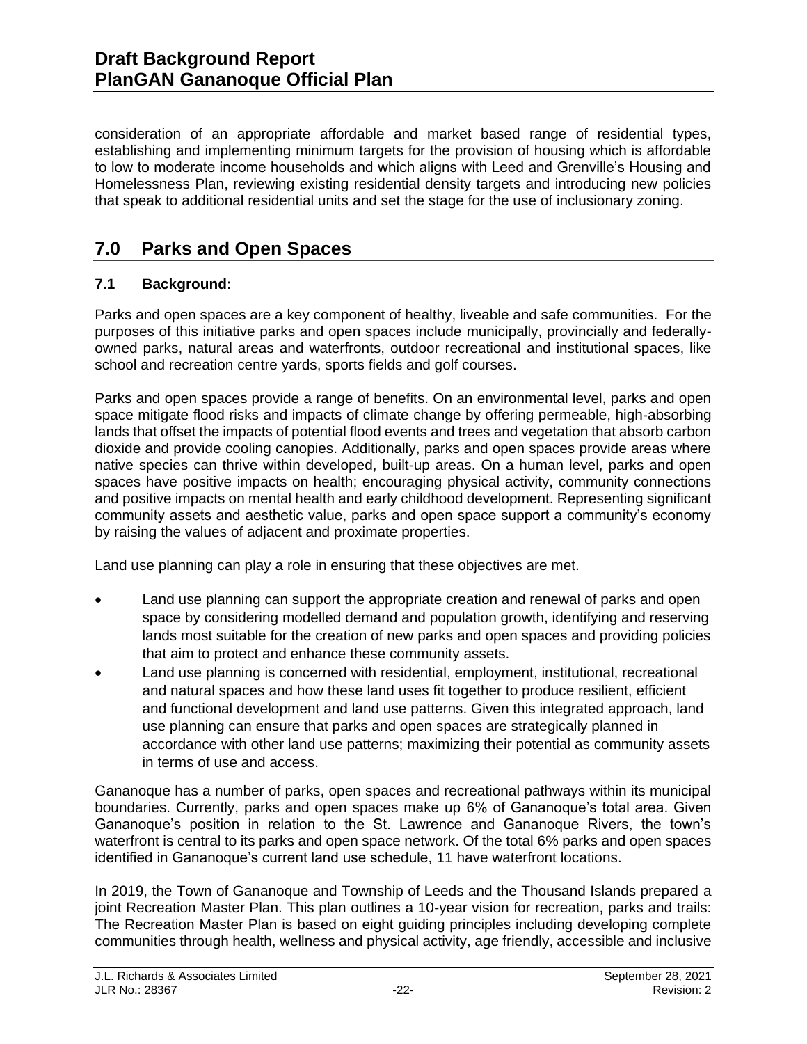consideration of an appropriate affordable and market based range of residential types, establishing and implementing minimum targets for the provision of housing which is affordable to low to moderate income households and which aligns with Leed and Grenville's Housing and Homelessness Plan, reviewing existing residential density targets and introducing new policies that speak to additional residential units and set the stage for the use of inclusionary zoning.

# 7.0 Parks and Open Spaces

## 7.1 Background:

Parks and open spaces are a key component of healthy, liveable and safe communities. For the purposes of this initiative parks and open spaces include municipally, provincially and federally-owned parks, natural areas and waterfronts, outdoor recreational and institutional spaces, like school and recreation centre yards, sports fields and golf courses.

Parks and open spaces provide a range of benefits. On an environmental level, parks and open space mitigate flood risks and impacts of climate change by offering permeable, high-absorbing lands that offset the impacts of potential flood events and trees and vegetation that absorb carbon dioxide and provide cooling canopies. Additionally, parks and open spaces provide areas where native species can thrive within developed, built-up areas. On a human level, parks and open spaces have positive impacts on health; encouraging physical activity, community connections and positive impacts on mental health and early childhood development. Representing significant community assets and aesthetic value, parks and open space support a community's economy by raising the values of adjacent and proximate properties.

Land use planning can play a role in ensuring that these objectives are met.

- Land use planning can support the appropriate creation and renewal of parks and open space by considering modelled demand and population growth, identifying and reserving lands most suitable for the creation of new parks and open spaces and providing policies that aim to protect and enhance these community assets.
- Land use planning is concerned with residential, employment, institutional, recreational and natural spaces and how these land uses fit together to produce resilient, efficient and functional development and land use patterns. Given this integrated approach, land use planning can ensure that parks and open spaces are strategically planned in accordance with other land use patterns; maximizing their potential as community assets in terms of use and access.

Gananoque has a number of parks, open spaces and recreational pathways within its municipal boundaries. Currently, parks and open spaces make up 6% of Gananoque's total area. Given Gananoque's position in relation to the St. Lawrence and Gananoque Rivers, the town's waterfront is central to its parks and open space network. Of the total 6% parks and open spaces identified in Gananoque's current land use schedule, 11 have waterfront locations.

In 2019, the Town of Gananoque and Township of Leeds and the Thousand Islands prepared a joint Recreation Master Plan. This plan outlines a 10-year vision for recreation, parks and trails: The Recreation Master Plan is based on eight guiding principles including developing complete communities through health, wellness and physical activity, age friendly, accessible and inclusive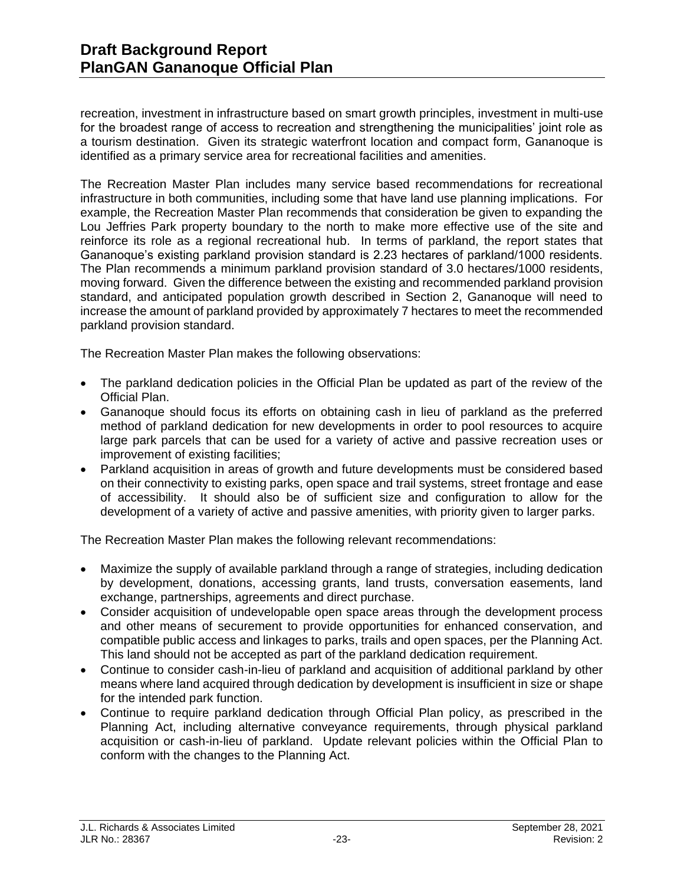recreation, investment in infrastructure based on smart growth principles, investment in multi-use for the broadest range of access to recreation and strengthening the municipalities' joint role as a tourism destination. Given its strategic waterfront location and compact form, Gananoque is identified as a primary service area for recreational facilities and amenities.

The Recreation Master Plan includes many service based recommendations for recreational infrastructure in both communities, including some that have land use planning implications. For example, the Recreation Master Plan recommends that consideration be given to expanding the Lou Jeffries Park property boundary to the north to make more effective use of the site and reinforce its role as a regional recreational hub. In terms of parkland, the report states that Gananoque's existing parkland provision standard is 2.23 hectares of parkland/1000 residents. The Plan recommends a minimum parkland provision standard of 3.0 hectares/1000 residents, moving forward. Given the difference between the existing and recommended parkland provision standard, and anticipated population growth described in Section 2, Gananoque will need to increase the amount of parkland provided by approximately 7 hectares to meet the recommended parkland provision standard.

The Recreation Master Plan makes the following observations:

- The parkland dedication policies in the Official Plan be updated as part of the review of the Official Plan.
- Gananoque should focus its efforts on obtaining cash in lieu of parkland as the preferred method of parkland dedication for new developments in order to pool resources to acquire large park parcels that can be used for a variety of active and passive recreation uses or improvement of existing facilities;
- Parkland acquisition in areas of growth and future developments must be considered based on their connectivity to existing parks, open space and trail systems, street frontage and ease of accessibility. It should also be of sufficient size and configuration to allow for the development of a variety of active and passive amenities, with priority given to larger parks.

The Recreation Master Plan makes the following relevant recommendations:

- Maximize the supply of available parkland through a range of strategies, including dedication by development, donations, accessing grants, land trusts, conversation easements, land exchange, partnerships, agreements and direct purchase.
- Consider acquisition of undevelopable open space areas through the development process and other means of securement to provide opportunities for enhanced conservation, and compatible public access and linkages to parks, trails and open spaces, per the Planning Act. This land should not be accepted as part of the parkland dedication requirement.
- Continue to consider cash-in-lieu of parkland and acquisition of additional parkland by other means where land acquired through dedication by development is insufficient in size or shape for the intended park function.
- Continue to require parkland dedication through Official Plan policy, as prescribed in the Planning Act, including alternative conveyance requirements, through physical parkland acquisition or cash-in-lieu of parkland. Update relevant policies within the Official Plan to conform with the changes to the Planning Act.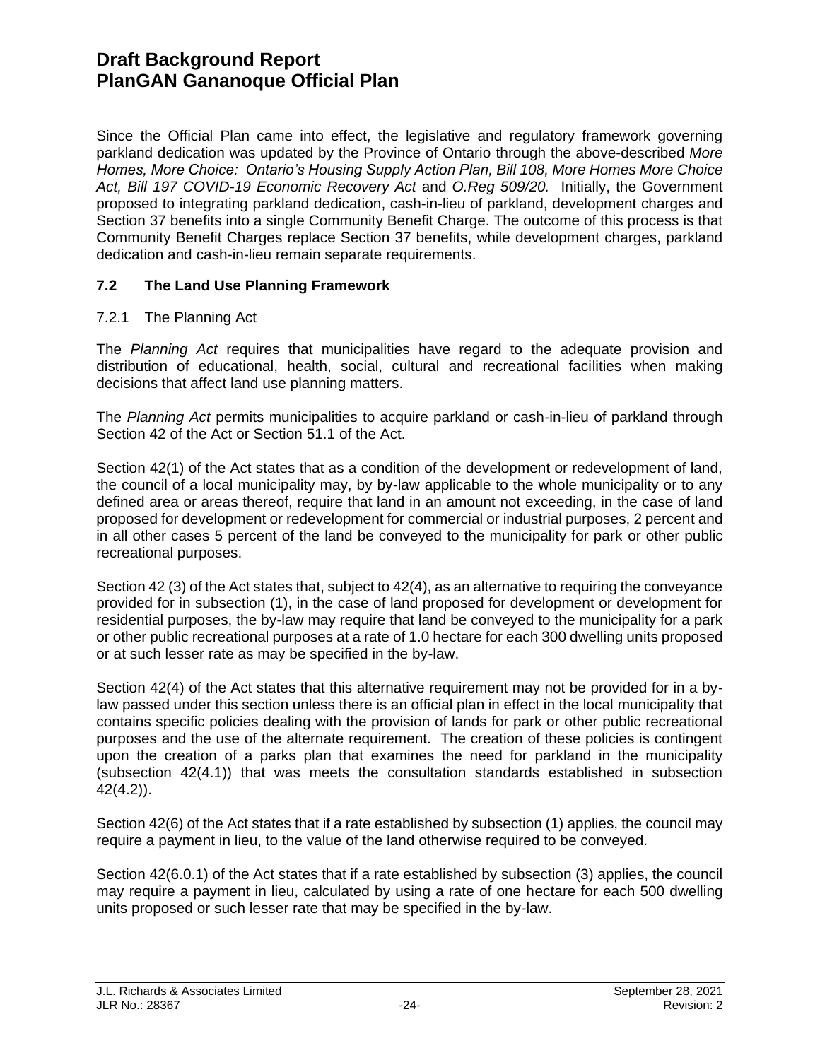Since the Official Plan came into effect, the legislative and regulatory framework governing parkland dedication was updated by the Province of Ontario through the above-described *More Homes, More Choice: Ontario's Housing Supply Action Plan, Bill 108, More Homes More Choice Act, Bill 197 COVID-19 Economic Recovery Act* and *O.Reg 509/20.* Initially, the Government proposed to integrating parkland dedication, cash-in-lieu of parkland, development charges and Section 37 benefits into a single Community Benefit Charge. The outcome of this process is that Community Benefit Charges replace Section 37 benefits, while development charges, parkland dedication and cash-in-lieu remain separate requirements.

### 7.2 The Land Use Planning Framework

7.2.1 The Planning Act

The *Planning Act* requires that municipalities have regard to the adequate provision and distribution of educational, health, social, cultural and recreational facilities when making decisions that affect land use planning matters.

The *Planning Act* permits municipalities to acquire parkland or cash-in-lieu of parkland through Section 42 of the Act or Section 51.1 of the Act.

Section 42(1) of the Act states that as a condition of the development or redevelopment of land, the council of a local municipality may, by by-law applicable to the whole municipality or to any defined area or areas thereof, require that land in an amount not exceeding, in the case of land proposed for development or redevelopment for commercial or industrial purposes, 2 percent and in all other cases 5 percent of the land be conveyed to the municipality for park or other public recreational purposes.

Section 42 (3) of the Act states that, subject to 42(4), as an alternative to requiring the conveyance provided for in subsection (1), in the case of land proposed for development or development for residential purposes, the by-law may require that land be conveyed to the municipality for a park or other public recreational purposes at a rate of 1.0 hectare for each 300 dwelling units proposed or at such lesser rate as may be specified in the by-law.

Section 42(4) of the Act states that this alternative requirement may not be provided for in a by-law passed under this section unless there is an official plan in effect in the local municipality that contains specific policies dealing with the provision of lands for park or other public recreational purposes and the use of the alternate requirement. The creation of these policies is contingent upon the creation of a parks plan that examines the need for parkland in the municipality (subsection 42(4.1)) that was meets the consultation standards established in subsection 42(4.2)).

Section 42(6) of the Act states that if a rate established by subsection (1) applies, the council may require a payment in lieu, to the value of the land otherwise required to be conveyed.

Section 42(6.0.1) of the Act states that if a rate established by subsection (3) applies, the council may require a payment in lieu, calculated by using a rate of one hectare for each 500 dwelling units proposed or such lesser rate that may be specified in the by-law.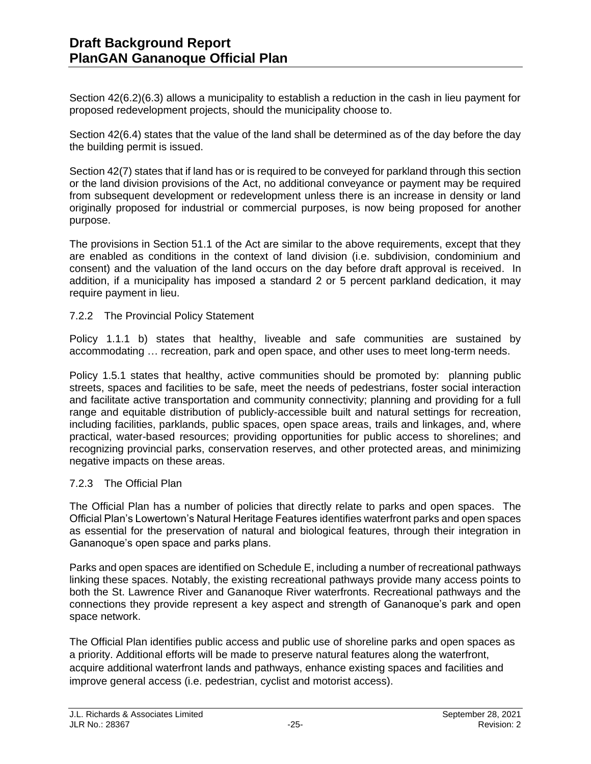Section 42(6.2)(6.3) allows a municipality to establish a reduction in the cash in lieu payment for proposed redevelopment projects, should the municipality choose to.

Section 42(6.4) states that the value of the land shall be determined as of the day before the day the building permit is issued.

Section 42(7) states that if land has or is required to be conveyed for parkland through this section or the land division provisions of the Act, no additional conveyance or payment may be required from subsequent development or redevelopment unless there is an increase in density or land originally proposed for industrial or commercial purposes, is now being proposed for another purpose.

The provisions in Section 51.1 of the Act are similar to the above requirements, except that they are enabled as conditions in the context of land division (i.e. subdivision, condominium and consent) and the valuation of the land occurs on the day before draft approval is received. In addition, if a municipality has imposed a standard 2 or 5 percent parkland dedication, it may require payment in lieu.

### 7.2.2 The Provincial Policy Statement

Policy 1.1.1 b) states that healthy, liveable and safe communities are sustained by accommodating … recreation, park and open space, and other uses to meet long-term needs.

Policy 1.5.1 states that healthy, active communities should be promoted by: planning public streets, spaces and facilities to be safe, meet the needs of pedestrians, foster social interaction and facilitate active transportation and community connectivity; planning and providing for a full range and equitable distribution of publicly-accessible built and natural settings for recreation, including facilities, parklands, public spaces, open space areas, trails and linkages, and, where practical, water-based resources; providing opportunities for public access to shorelines; and recognizing provincial parks, conservation reserves, and other protected areas, and minimizing negative impacts on these areas.

### 7.2.3 The Official Plan

The Official Plan has a number of policies that directly relate to parks and open spaces. The Official Plan's Lowertown's Natural Heritage Features identifies waterfront parks and open spaces as essential for the preservation of natural and biological features, through their integration in Gananoque's open space and parks plans.

Parks and open spaces are identified on Schedule E, including a number of recreational pathways linking these spaces. Notably, the existing recreational pathways provide many access points to both the St. Lawrence River and Gananoque River waterfronts. Recreational pathways and the connections they provide represent a key aspect and strength of Gananoque's park and open space network.

The Official Plan identifies public access and public use of shoreline parks and open spaces as a priority. Additional efforts will be made to preserve natural features along the waterfront, acquire additional waterfront lands and pathways, enhance existing spaces and facilities and improve general access (i.e. pedestrian, cyclist and motorist access).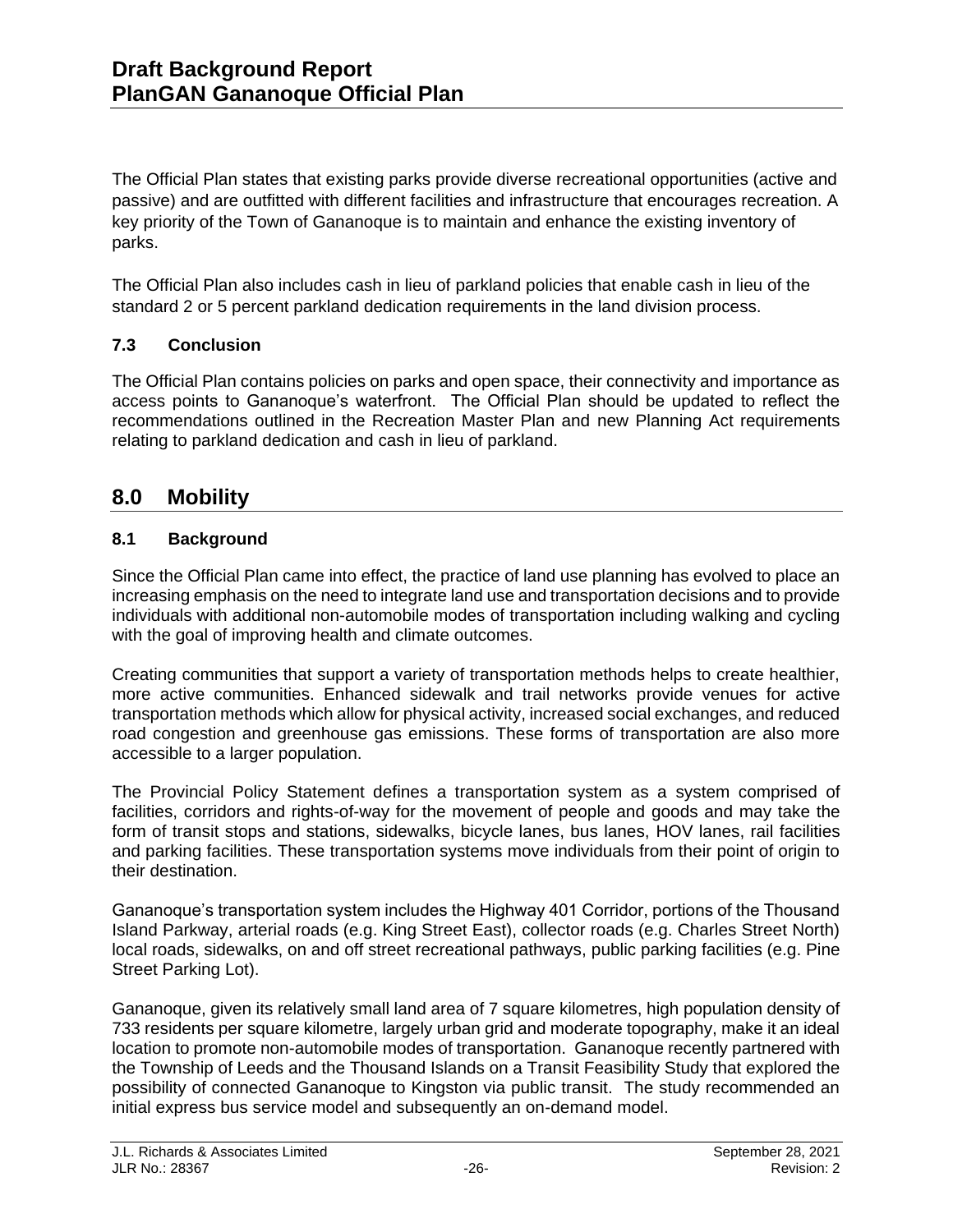The Official Plan states that existing parks provide diverse recreational opportunities (active and passive) and are outfitted with different facilities and infrastructure that encourages recreation. A key priority of the Town of Gananoque is to maintain and enhance the existing inventory of parks.

The Official Plan also includes cash in lieu of parkland policies that enable cash in lieu of the standard 2 or 5 percent parkland dedication requirements in the land division process.

### 7.3 Conclusion

The Official Plan contains policies on parks and open space, their connectivity and importance as access points to Gananoque's waterfront. The Official Plan should be updated to reflect the recommendations outlined in the Recreation Master Plan and new Planning Act requirements relating to parkland dedication and cash in lieu of parkland.

## 8.0 Mobility

### 8.1 Background

Since the Official Plan came into effect, the practice of land use planning has evolved to place an increasing emphasis on the need to integrate land use and transportation decisions and to provide individuals with additional non-automobile modes of transportation including walking and cycling with the goal of improving health and climate outcomes.

Creating communities that support a variety of transportation methods helps to create healthier, more active communities. Enhanced sidewalk and trail networks provide venues for active transportation methods which allow for physical activity, increased social exchanges, and reduced road congestion and greenhouse gas emissions. These forms of transportation are also more accessible to a larger population.

The Provincial Policy Statement defines a transportation system as a system comprised of facilities, corridors and rights-of-way for the movement of people and goods and may take the form of transit stops and stations, sidewalks, bicycle lanes, bus lanes, HOV lanes, rail facilities and parking facilities. These transportation systems move individuals from their point of origin to their destination.

Gananoque's transportation system includes the Highway 401 Corridor, portions of the Thousand Island Parkway, arterial roads (e.g. King Street East), collector roads (e.g. Charles Street North) local roads, sidewalks, on and off street recreational pathways, public parking facilities (e.g. Pine Street Parking Lot).

Gananoque, given its relatively small land area of 7 square kilometres, high population density of 733 residents per square kilometre, largely urban grid and moderate topography, make it an ideal location to promote non-automobile modes of transportation. Gananoque recently partnered with the Township of Leeds and the Thousand Islands on a Transit Feasibility Study that explored the possibility of connected Gananoque to Kingston via public transit. The study recommended an initial express bus service model and subsequently an on-demand model.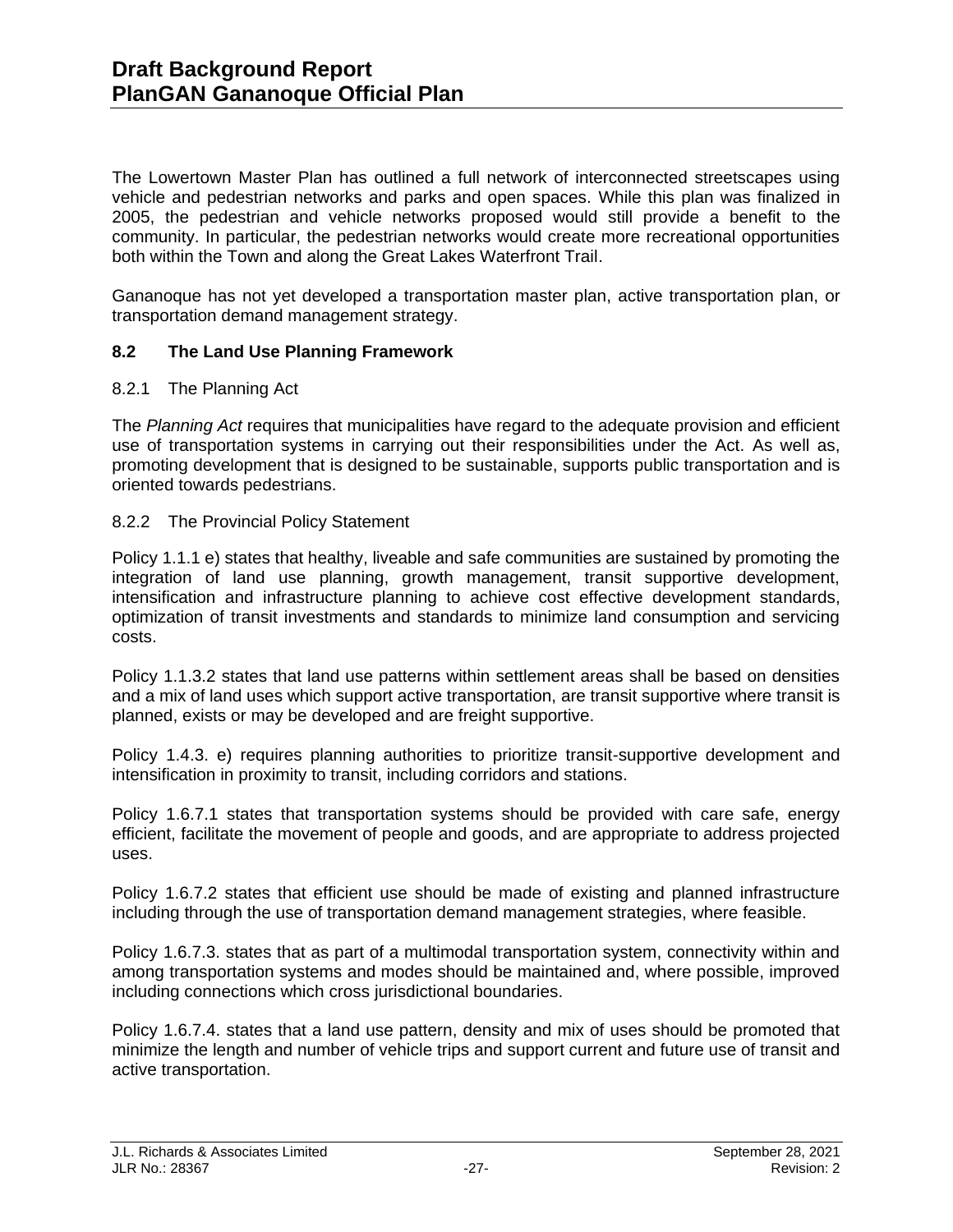The Lowertown Master Plan has outlined a full network of interconnected streetscapes using vehicle and pedestrian networks and parks and open spaces. While this plan was finalized in 2005, the pedestrian and vehicle networks proposed would still provide a benefit to the community. In particular, the pedestrian networks would create more recreational opportunities both within the Town and along the Great Lakes Waterfront Trail.

Gananoque has not yet developed a transportation master plan, active transportation plan, or transportation demand management strategy.

## 8.2 The Land Use Planning Framework

### 8.2.1 The Planning Act

The *Planning Act* requires that municipalities have regard to the adequate provision and efficient use of transportation systems in carrying out their responsibilities under the Act. As well as, promoting development that is designed to be sustainable, supports public transportation and is oriented towards pedestrians.

### 8.2.2 The Provincial Policy Statement

Policy 1.1.1 e) states that healthy, liveable and safe communities are sustained by promoting the integration of land use planning, growth management, transit supportive development, intensification and infrastructure planning to achieve cost effective development standards, optimization of transit investments and standards to minimize land consumption and servicing costs.

Policy 1.1.3.2 states that land use patterns within settlement areas shall be based on densities and a mix of land uses which support active transportation, are transit supportive where transit is planned, exists or may be developed and are freight supportive.

Policy 1.4.3. e) requires planning authorities to prioritize transit-supportive development and intensification in proximity to transit, including corridors and stations.

Policy 1.6.7.1 states that transportation systems should be provided with care safe, energy efficient, facilitate the movement of people and goods, and are appropriate to address projected uses.

Policy 1.6.7.2 states that efficient use should be made of existing and planned infrastructure including through the use of transportation demand management strategies, where feasible.

Policy 1.6.7.3. states that as part of a multimodal transportation system, connectivity within and among transportation systems and modes should be maintained and, where possible, improved including connections which cross jurisdictional boundaries.

Policy 1.6.7.4. states that a land use pattern, density and mix of uses should be promoted that minimize the length and number of vehicle trips and support current and future use of transit and active transportation.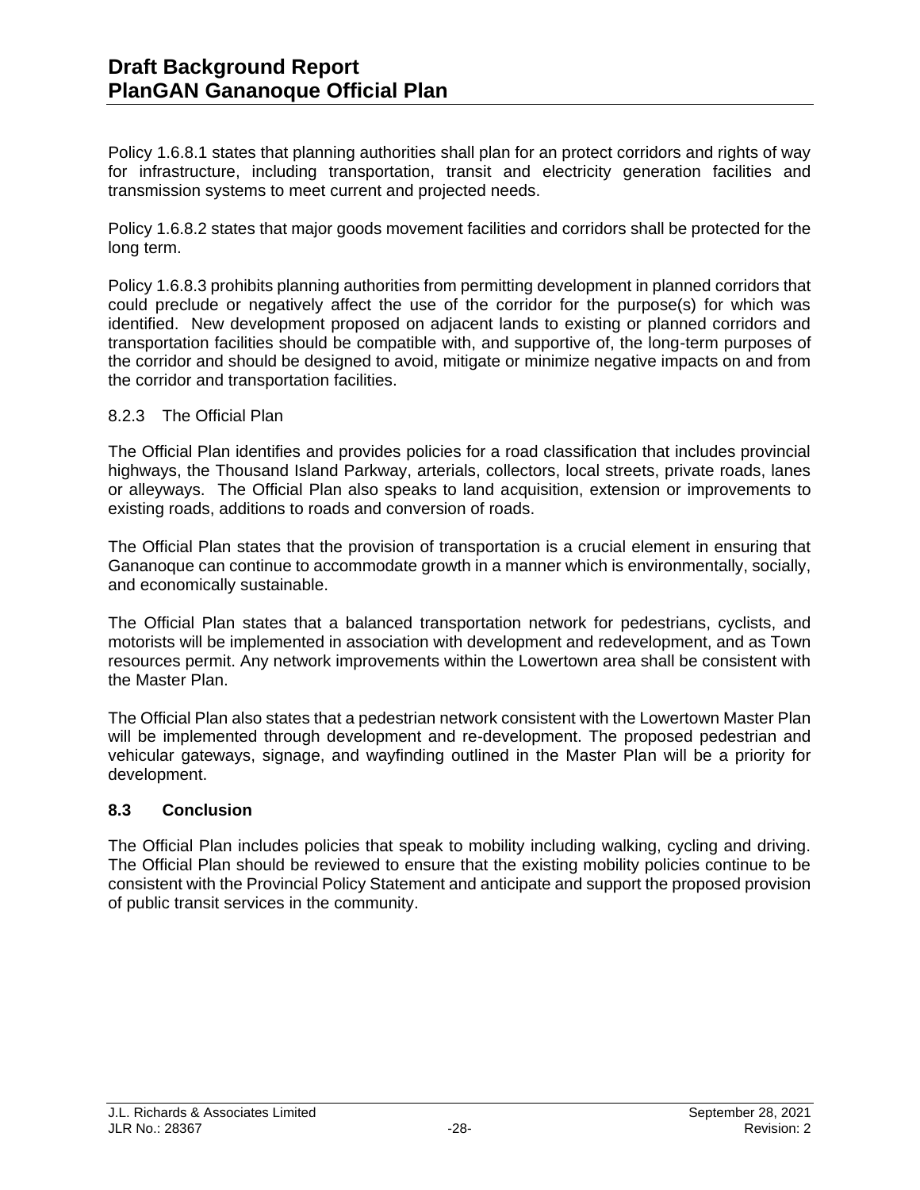Policy 1.6.8.1 states that planning authorities shall plan for an protect corridors and rights of way for infrastructure, including transportation, transit and electricity generation facilities and transmission systems to meet current and projected needs.

Policy 1.6.8.2 states that major goods movement facilities and corridors shall be protected for the long term.

Policy 1.6.8.3 prohibits planning authorities from permitting development in planned corridors that could preclude or negatively affect the use of the corridor for the purpose(s) for which was identified. New development proposed on adjacent lands to existing or planned corridors and transportation facilities should be compatible with, and supportive of, the long-term purposes of the corridor and should be designed to avoid, mitigate or minimize negative impacts on and from the corridor and transportation facilities.

### 8.2.3 The Official Plan

The Official Plan identifies and provides policies for a road classification that includes provincial highways, the Thousand Island Parkway, arterials, collectors, local streets, private roads, lanes or alleyways. The Official Plan also speaks to land acquisition, extension or improvements to existing roads, additions to roads and conversion of roads.

The Official Plan states that the provision of transportation is a crucial element in ensuring that Gananoque can continue to accommodate growth in a manner which is environmentally, socially, and economically sustainable.

The Official Plan states that a balanced transportation network for pedestrians, cyclists, and motorists will be implemented in association with development and redevelopment, and as Town resources permit. Any network improvements within the Lowertown area shall be consistent with the Master Plan.

The Official Plan also states that a pedestrian network consistent with the Lowertown Master Plan will be implemented through development and re-development. The proposed pedestrian and vehicular gateways, signage, and wayfinding outlined in the Master Plan will be a priority for development.

## 8.3 Conclusion

The Official Plan includes policies that speak to mobility including walking, cycling and driving. The Official Plan should be reviewed to ensure that the existing mobility policies continue to be consistent with the Provincial Policy Statement and anticipate and support the proposed provision of public transit services in the community.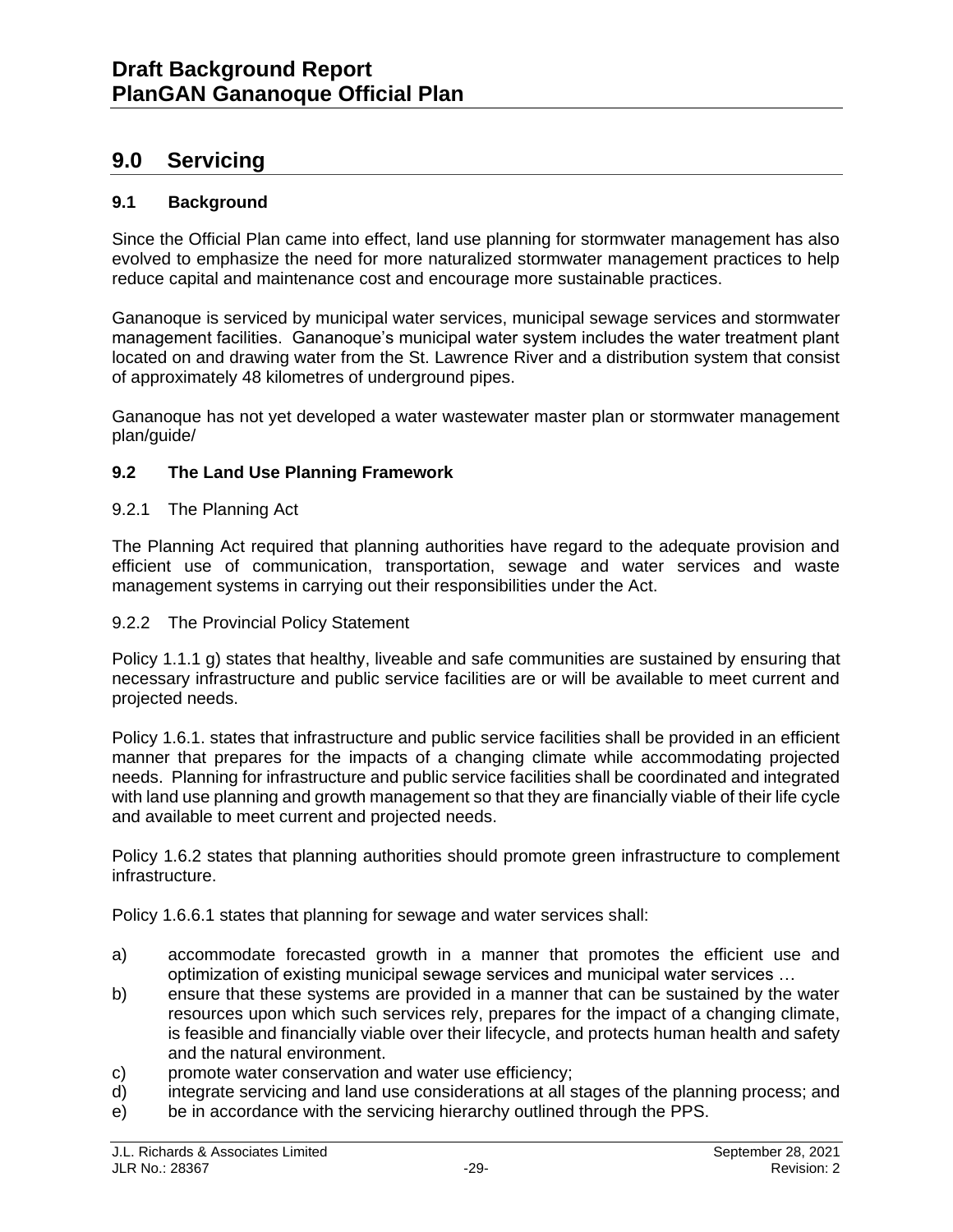## 9.0 Servicing

### 9.1 Background

Since the Official Plan came into effect, land use planning for stormwater management has also evolved to emphasize the need for more naturalized stormwater management practices to help reduce capital and maintenance cost and encourage more sustainable practices.

Gananoque is serviced by municipal water services, municipal sewage services and stormwater management facilities. Gananoque's municipal water system includes the water treatment plant located on and drawing water from the St. Lawrence River and a distribution system that consist of approximately 48 kilometres of underground pipes.

Gananoque has not yet developed a water wastewater master plan or stormwater management plan/guide/

### 9.2 The Land Use Planning Framework

#### 9.2.1 The Planning Act

The Planning Act required that planning authorities have regard to the adequate provision and efficient use of communication, transportation, sewage and water services and waste management systems in carrying out their responsibilities under the Act.

#### 9.2.2 The Provincial Policy Statement

Policy 1.1.1 g) states that healthy, liveable and safe communities are sustained by ensuring that necessary infrastructure and public service facilities are or will be available to meet current and projected needs.

Policy 1.6.1. states that infrastructure and public service facilities shall be provided in an efficient manner that prepares for the impacts of a changing climate while accommodating projected needs. Planning for infrastructure and public service facilities shall be coordinated and integrated with land use planning and growth management so that they are financially viable of their life cycle and available to meet current and projected needs.

Policy 1.6.2 states that planning authorities should promote green infrastructure to complement infrastructure.

Policy 1.6.6.1 states that planning for sewage and water services shall:

a) accommodate forecasted growth in a manner that promotes the efficient use and optimization of existing municipal sewage services and municipal water services …
b) ensure that these systems are provided in a manner that can be sustained by the water resources upon which such services rely, prepares for the impact of a changing climate, is feasible and financially viable over their lifecycle, and protects human health and safety and the natural environment.
c) promote water conservation and water use efficiency;
d) integrate servicing and land use considerations at all stages of the planning process; and
e) be in accordance with the servicing hierarchy outlined through the PPS.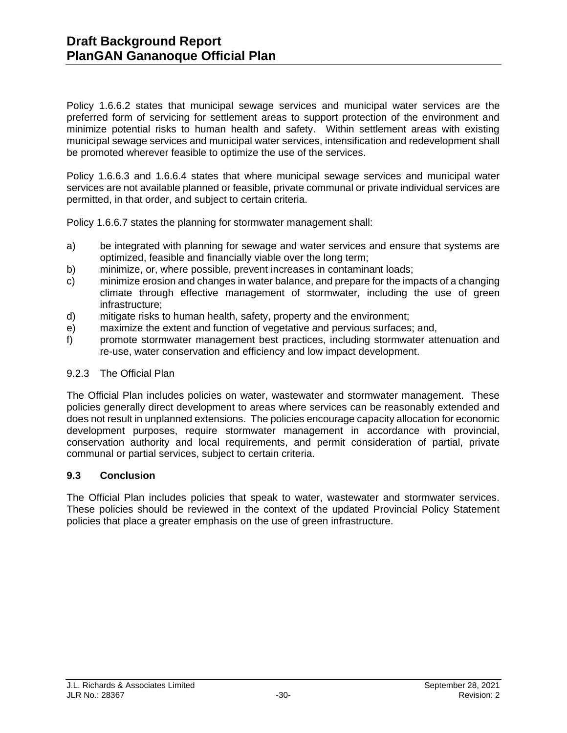Policy 1.6.6.2 states that municipal sewage services and municipal water services are the preferred form of servicing for settlement areas to support protection of the environment and minimize potential risks to human health and safety. Within settlement areas with existing municipal sewage services and municipal water services, intensification and redevelopment shall be promoted wherever feasible to optimize the use of the services.

Policy 1.6.6.3 and 1.6.6.4 states that where municipal sewage services and municipal water services are not available planned or feasible, private communal or private individual services are permitted, in that order, and subject to certain criteria.

Policy 1.6.6.7 states the planning for stormwater management shall:

a) be integrated with planning for sewage and water services and ensure that systems are optimized, feasible and financially viable over the long term;
b) minimize, or, where possible, prevent increases in contaminant loads;
c) minimize erosion and changes in water balance, and prepare for the impacts of a changing climate through effective management of stormwater, including the use of green infrastructure;
d) mitigate risks to human health, safety, property and the environment;
e) maximize the extent and function of vegetative and pervious surfaces; and,
f) promote stormwater management best practices, including stormwater attenuation and re-use, water conservation and efficiency and low impact development.

9.2.3 The Official Plan

The Official Plan includes policies on water, wastewater and stormwater management. These policies generally direct development to areas where services can be reasonably extended and does not result in unplanned extensions. The policies encourage capacity allocation for economic development purposes, require stormwater management in accordance with provincial, conservation authority and local requirements, and permit consideration of partial, private communal or partial services, subject to certain criteria.

### 9.3 Conclusion

The Official Plan includes policies that speak to water, wastewater and stormwater services. These policies should be reviewed in the context of the updated Provincial Policy Statement policies that place a greater emphasis on the use of green infrastructure.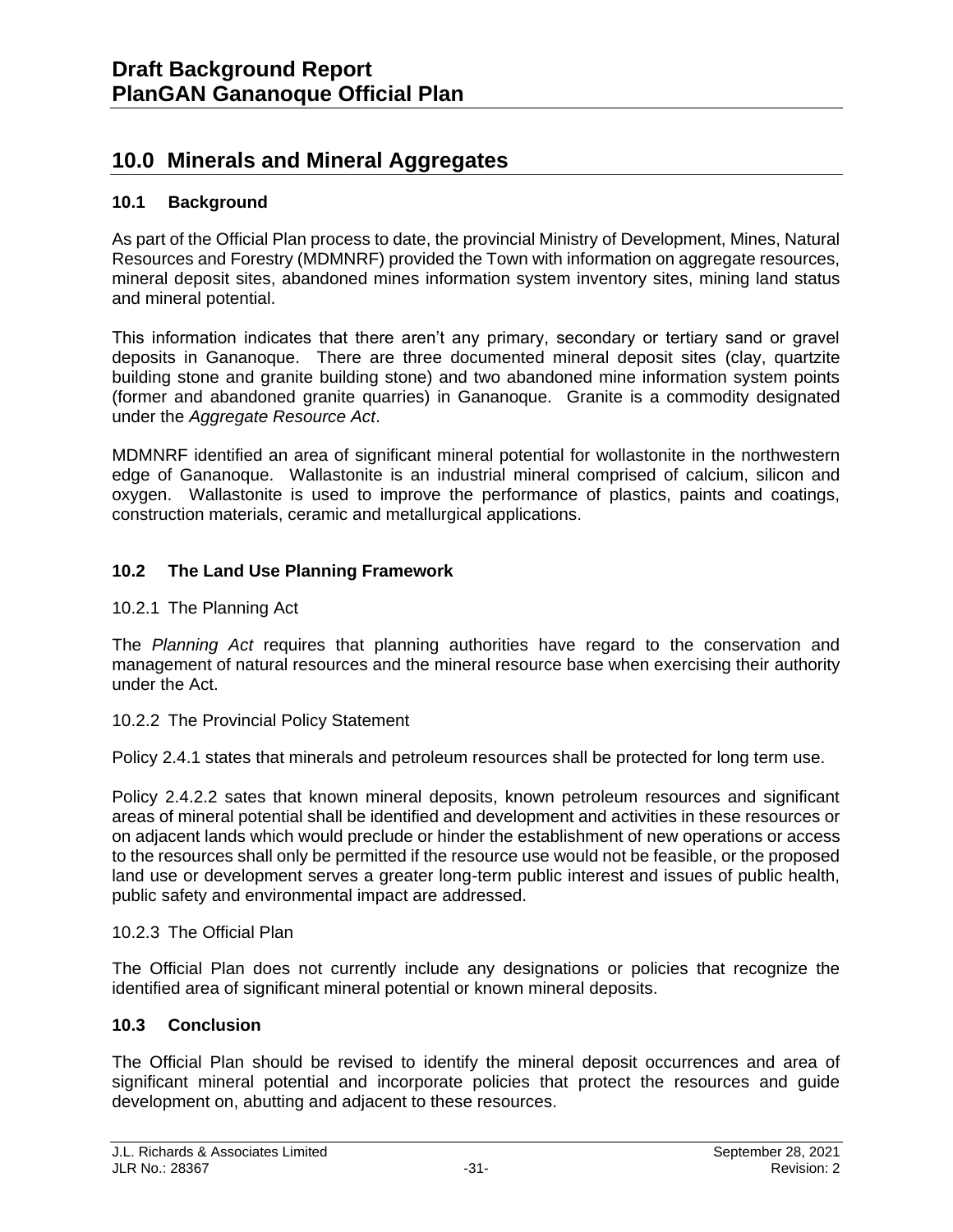# 10.0 Minerals and Mineral Aggregates

## 10.1 Background

As part of the Official Plan process to date, the provincial Ministry of Development, Mines, Natural Resources and Forestry (MDMNRF) provided the Town with information on aggregate resources, mineral deposit sites, abandoned mines information system inventory sites, mining land status and mineral potential.

This information indicates that there aren't any primary, secondary or tertiary sand or gravel deposits in Gananoque. There are three documented mineral deposit sites (clay, quartzite building stone and granite building stone) and two abandoned mine information system points (former and abandoned granite quarries) in Gananoque. Granite is a commodity designated under the *Aggregate Resource Act*.

MDMNRF identified an area of significant mineral potential for wollastonite in the northwestern edge of Gananoque. Wallastonite is an industrial mineral comprised of calcium, silicon and oxygen. Wallastonite is used to improve the performance of plastics, paints and coatings, construction materials, ceramic and metallurgical applications.

## 10.2 The Land Use Planning Framework

### 10.2.1 The Planning Act

The *Planning Act* requires that planning authorities have regard to the conservation and management of natural resources and the mineral resource base when exercising their authority under the Act.

### 10.2.2 The Provincial Policy Statement

Policy 2.4.1 states that minerals and petroleum resources shall be protected for long term use.

Policy 2.4.2.2 sates that known mineral deposits, known petroleum resources and significant areas of mineral potential shall be identified and development and activities in these resources or on adjacent lands which would preclude or hinder the establishment of new operations or access to the resources shall only be permitted if the resource use would not be feasible, or the proposed land use or development serves a greater long-term public interest and issues of public health, public safety and environmental impact are addressed.

### 10.2.3 The Official Plan

The Official Plan does not currently include any designations or policies that recognize the identified area of significant mineral potential or known mineral deposits.

## 10.3 Conclusion

The Official Plan should be revised to identify the mineral deposit occurrences and area of significant mineral potential and incorporate policies that protect the resources and guide development on, abutting and adjacent to these resources.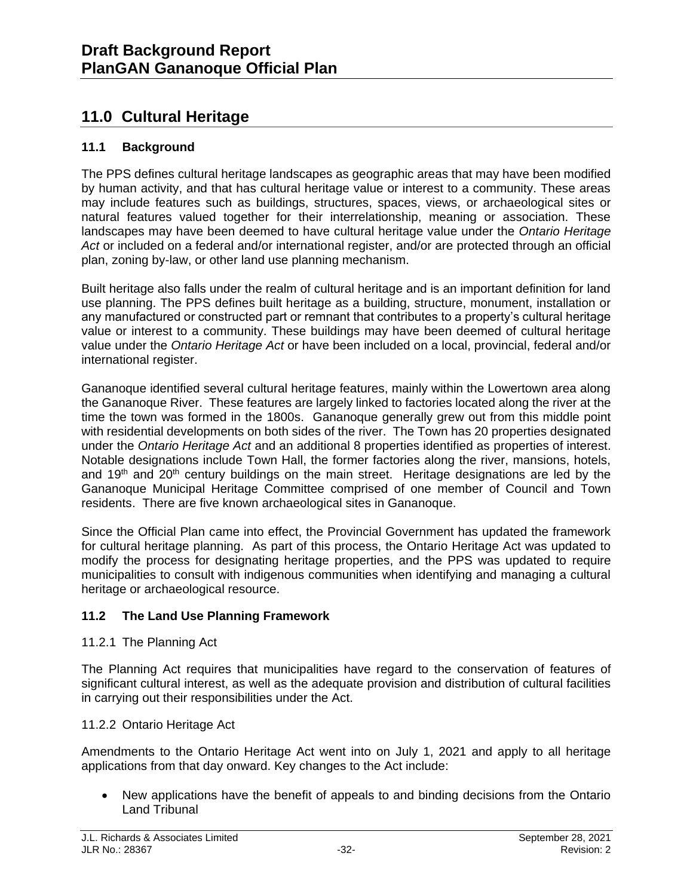## 11.0 Cultural Heritage

### 11.1 Background

The PPS defines cultural heritage landscapes as geographic areas that may have been modified by human activity, and that has cultural heritage value or interest to a community. These areas may include features such as buildings, structures, spaces, views, or archaeological sites or natural features valued together for their interrelationship, meaning or association. These landscapes may have been deemed to have cultural heritage value under the *Ontario Heritage Act* or included on a federal and/or international register, and/or are protected through an official plan, zoning by-law, or other land use planning mechanism.

Built heritage also falls under the realm of cultural heritage and is an important definition for land use planning. The PPS defines built heritage as a building, structure, monument, installation or any manufactured or constructed part or remnant that contributes to a property's cultural heritage value or interest to a community. These buildings may have been deemed of cultural heritage value under the *Ontario Heritage Act* or have been included on a local, provincial, federal and/or international register.

Gananoque identified several cultural heritage features, mainly within the Lowertown area along the Gananoque River. These features are largely linked to factories located along the river at the time the town was formed in the 1800s. Gananoque generally grew out from this middle point with residential developments on both sides of the river. The Town has 20 properties designated under the *Ontario Heritage Act* and an additional 8 properties identified as properties of interest. Notable designations include Town Hall, the former factories along the river, mansions, hotels, and 19th and 20th century buildings on the main street. Heritage designations are led by the Gananoque Municipal Heritage Committee comprised of one member of Council and Town residents. There are five known archaeological sites in Gananoque.

Since the Official Plan came into effect, the Provincial Government has updated the framework for cultural heritage planning. As part of this process, the Ontario Heritage Act was updated to modify the process for designating heritage properties, and the PPS was updated to require municipalities to consult with indigenous communities when identifying and managing a cultural heritage or archaeological resource.

### 11.2 The Land Use Planning Framework

11.2.1 The Planning Act

The Planning Act requires that municipalities have regard to the conservation of features of significant cultural interest, as well as the adequate provision and distribution of cultural facilities in carrying out their responsibilities under the Act.

11.2.2 Ontario Heritage Act

Amendments to the Ontario Heritage Act went into on July 1, 2021 and apply to all heritage applications from that day onward. Key changes to the Act include:

- New applications have the benefit of appeals to and binding decisions from the Ontario Land Tribunal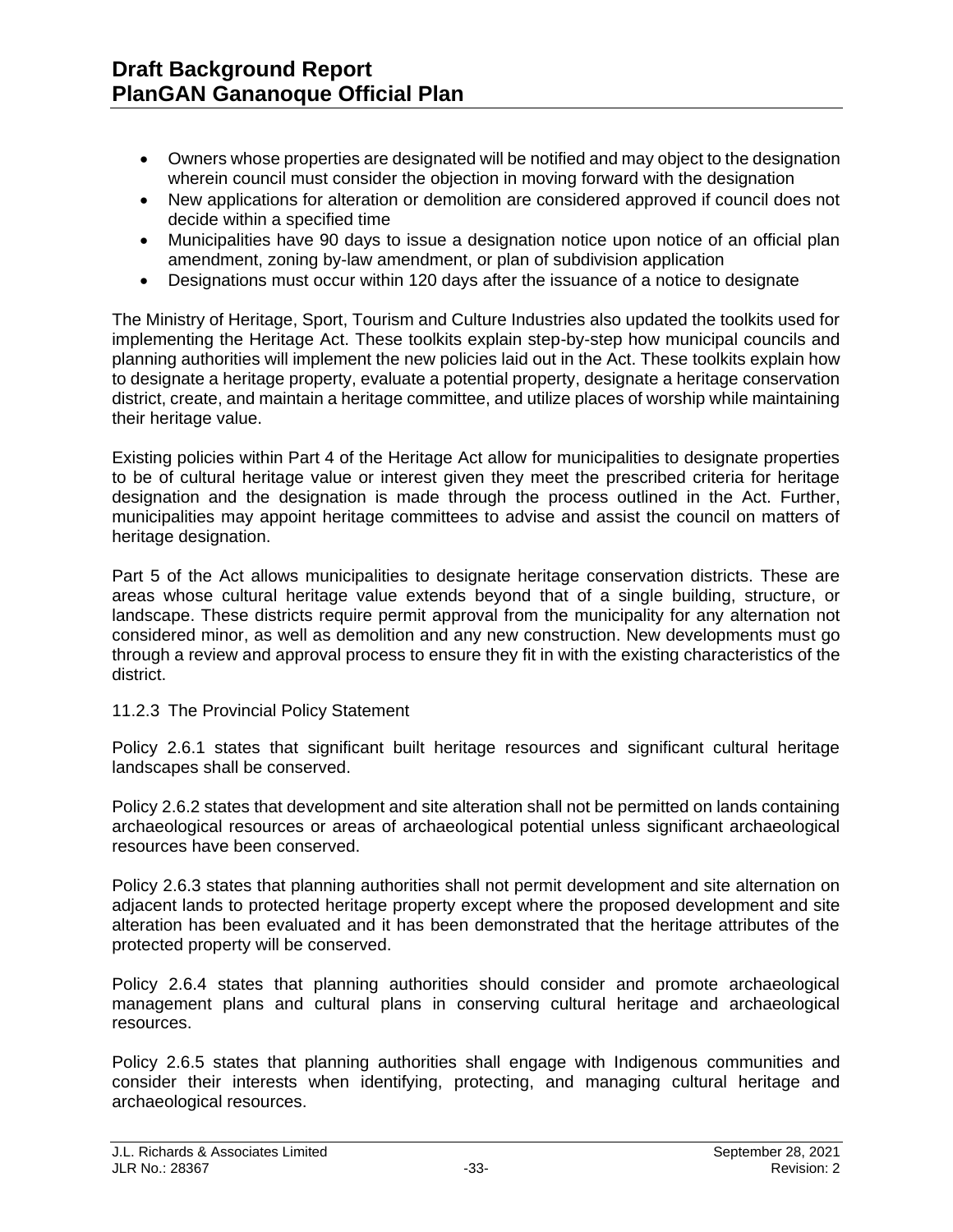- Owners whose properties are designated will be notified and may object to the designation wherein council must consider the objection in moving forward with the designation
- New applications for alteration or demolition are considered approved if council does not decide within a specified time
- Municipalities have 90 days to issue a designation notice upon notice of an official plan amendment, zoning by-law amendment, or plan of subdivision application
- Designations must occur within 120 days after the issuance of a notice to designate

The Ministry of Heritage, Sport, Tourism and Culture Industries also updated the toolkits used for implementing the Heritage Act. These toolkits explain step-by-step how municipal councils and planning authorities will implement the new policies laid out in the Act. These toolkits explain how to designate a heritage property, evaluate a potential property, designate a heritage conservation district, create, and maintain a heritage committee, and utilize places of worship while maintaining their heritage value.

Existing policies within Part 4 of the Heritage Act allow for municipalities to designate properties to be of cultural heritage value or interest given they meet the prescribed criteria for heritage designation and the designation is made through the process outlined in the Act. Further, municipalities may appoint heritage committees to advise and assist the council on matters of heritage designation.

Part 5 of the Act allows municipalities to designate heritage conservation districts. These are areas whose cultural heritage value extends beyond that of a single building, structure, or landscape. These districts require permit approval from the municipality for any alternation not considered minor, as well as demolition and any new construction. New developments must go through a review and approval process to ensure they fit in with the existing characteristics of the district.

### 11.2.3 The Provincial Policy Statement

Policy 2.6.1 states that significant built heritage resources and significant cultural heritage landscapes shall be conserved.

Policy 2.6.2 states that development and site alteration shall not be permitted on lands containing archaeological resources or areas of archaeological potential unless significant archaeological resources have been conserved.

Policy 2.6.3 states that planning authorities shall not permit development and site alternation on adjacent lands to protected heritage property except where the proposed development and site alteration has been evaluated and it has been demonstrated that the heritage attributes of the protected property will be conserved.

Policy 2.6.4 states that planning authorities should consider and promote archaeological management plans and cultural plans in conserving cultural heritage and archaeological resources.

Policy 2.6.5 states that planning authorities shall engage with Indigenous communities and consider their interests when identifying, protecting, and managing cultural heritage and archaeological resources.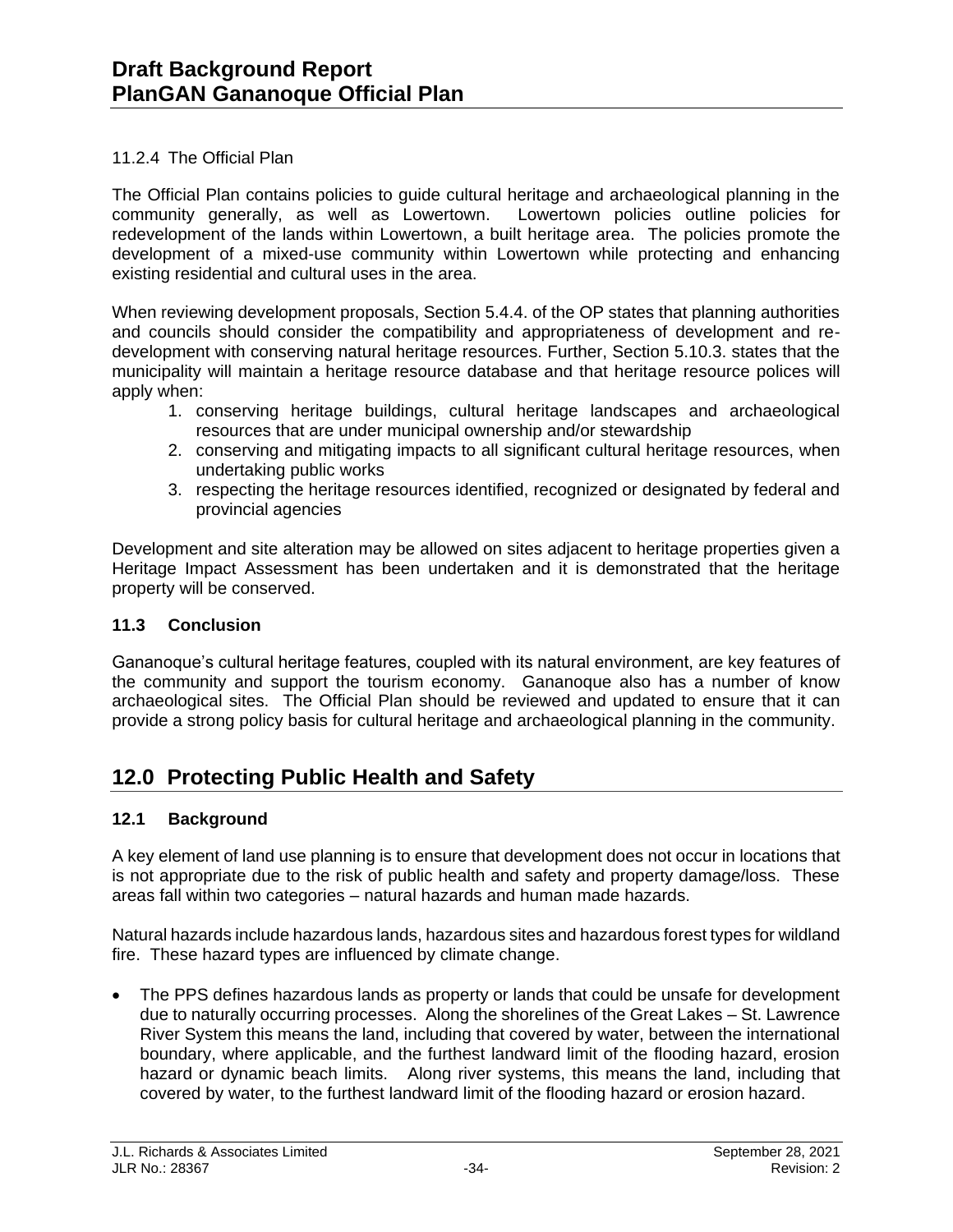### 11.2.4 The Official Plan

The Official Plan contains policies to guide cultural heritage and archaeological planning in the community generally, as well as Lowertown. Lowertown policies outline policies for redevelopment of the lands within Lowertown, a built heritage area. The policies promote the development of a mixed-use community within Lowertown while protecting and enhancing existing residential and cultural uses in the area.

When reviewing development proposals, Section 5.4.4. of the OP states that planning authorities and councils should consider the compatibility and appropriateness of development and re-development with conserving natural heritage resources. Further, Section 5.10.3. states that the municipality will maintain a heritage resource database and that heritage resource polices will apply when:

1. conserving heritage buildings, cultural heritage landscapes and archaeological resources that are under municipal ownership and/or stewardship
2. conserving and mitigating impacts to all significant cultural heritage resources, when undertaking public works
3. respecting the heritage resources identified, recognized or designated by federal and provincial agencies

Development and site alteration may be allowed on sites adjacent to heritage properties given a Heritage Impact Assessment has been undertaken and it is demonstrated that the heritage property will be conserved.

### 11.3 Conclusion

Gananoque's cultural heritage features, coupled with its natural environment, are key features of the community and support the tourism economy. Gananoque also has a number of know archaeological sites. The Official Plan should be reviewed and updated to ensure that it can provide a strong policy basis for cultural heritage and archaeological planning in the community.

## 12.0 Protecting Public Health and Safety

### 12.1 Background

A key element of land use planning is to ensure that development does not occur in locations that is not appropriate due to the risk of public health and safety and property damage/loss. These areas fall within two categories – natural hazards and human made hazards.

Natural hazards include hazardous lands, hazardous sites and hazardous forest types for wildland fire. These hazard types are influenced by climate change.

- The PPS defines hazardous lands as property or lands that could be unsafe for development due to naturally occurring processes. Along the shorelines of the Great Lakes – St. Lawrence River System this means the land, including that covered by water, between the international boundary, where applicable, and the furthest landward limit of the flooding hazard, erosion hazard or dynamic beach limits. Along river systems, this means the land, including that covered by water, to the furthest landward limit of the flooding hazard or erosion hazard.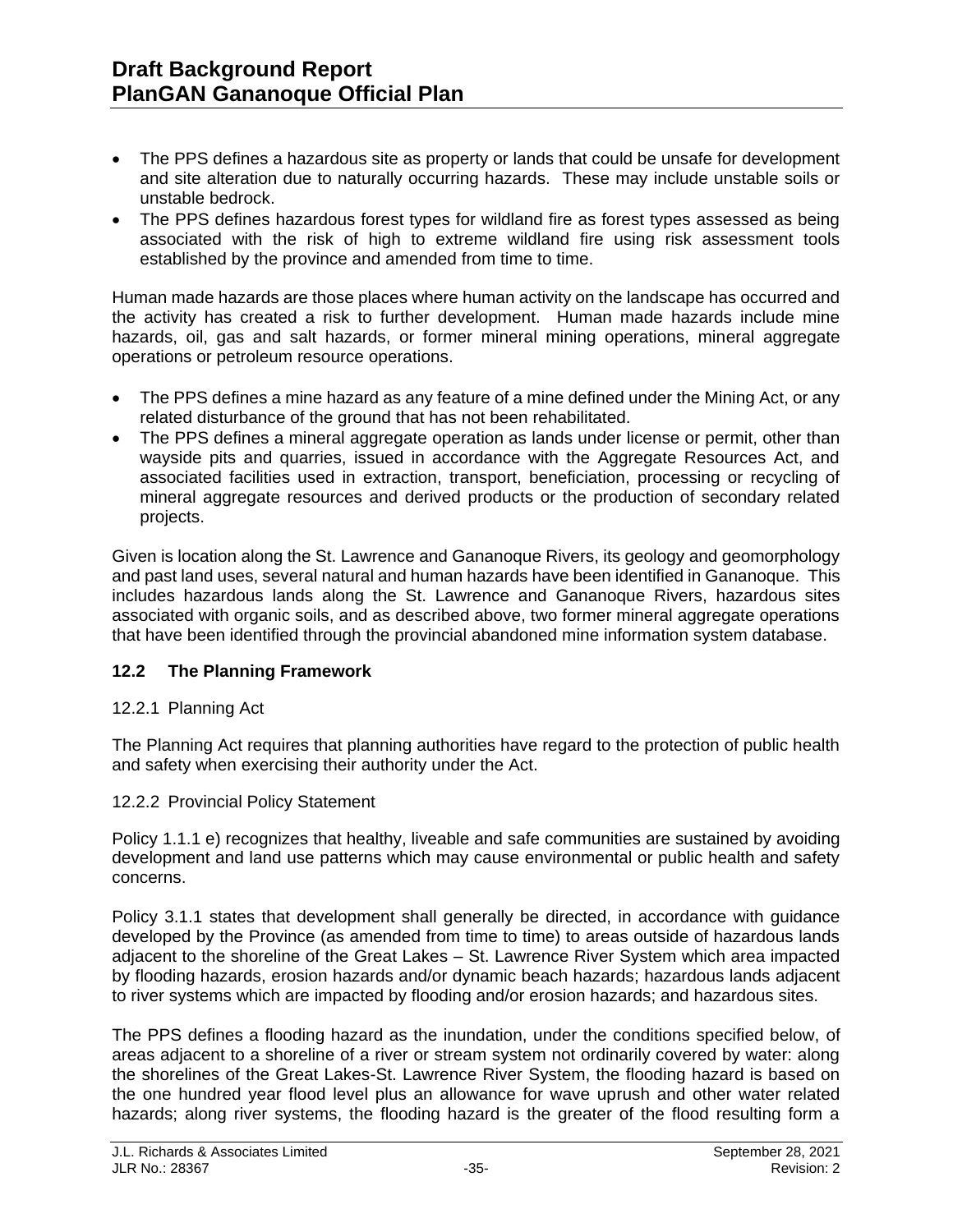- The PPS defines a hazardous site as property or lands that could be unsafe for development and site alteration due to naturally occurring hazards. These may include unstable soils or unstable bedrock.
- The PPS defines hazardous forest types for wildland fire as forest types assessed as being associated with the risk of high to extreme wildland fire using risk assessment tools established by the province and amended from time to time.

Human made hazards are those places where human activity on the landscape has occurred and the activity has created a risk to further development. Human made hazards include mine hazards, oil, gas and salt hazards, or former mineral mining operations, mineral aggregate operations or petroleum resource operations.

- The PPS defines a mine hazard as any feature of a mine defined under the Mining Act, or any related disturbance of the ground that has not been rehabilitated.
- The PPS defines a mineral aggregate operation as lands under license or permit, other than wayside pits and quarries, issued in accordance with the Aggregate Resources Act, and associated facilities used in extraction, transport, beneficiation, processing or recycling of mineral aggregate resources and derived products or the production of secondary related projects.

Given is location along the St. Lawrence and Gananoque Rivers, its geology and geomorphology and past land uses, several natural and human hazards have been identified in Gananoque. This includes hazardous lands along the St. Lawrence and Gananoque Rivers, hazardous sites associated with organic soils, and as described above, two former mineral aggregate operations that have been identified through the provincial abandoned mine information system database.

### 12.2 The Planning Framework

#### 12.2.1 Planning Act

The Planning Act requires that planning authorities have regard to the protection of public health and safety when exercising their authority under the Act.

#### 12.2.2 Provincial Policy Statement

Policy 1.1.1 e) recognizes that healthy, liveable and safe communities are sustained by avoiding development and land use patterns which may cause environmental or public health and safety concerns.

Policy 3.1.1 states that development shall generally be directed, in accordance with guidance developed by the Province (as amended from time to time) to areas outside of hazardous lands adjacent to the shoreline of the Great Lakes – St. Lawrence River System which area impacted by flooding hazards, erosion hazards and/or dynamic beach hazards; hazardous lands adjacent to river systems which are impacted by flooding and/or erosion hazards; and hazardous sites.

The PPS defines a flooding hazard as the inundation, under the conditions specified below, of areas adjacent to a shoreline of a river or stream system not ordinarily covered by water: along the shorelines of the Great Lakes-St. Lawrence River System, the flooding hazard is based on the one hundred year flood level plus an allowance for wave uprush and other water related hazards; along river systems, the flooding hazard is the greater of the flood resulting form a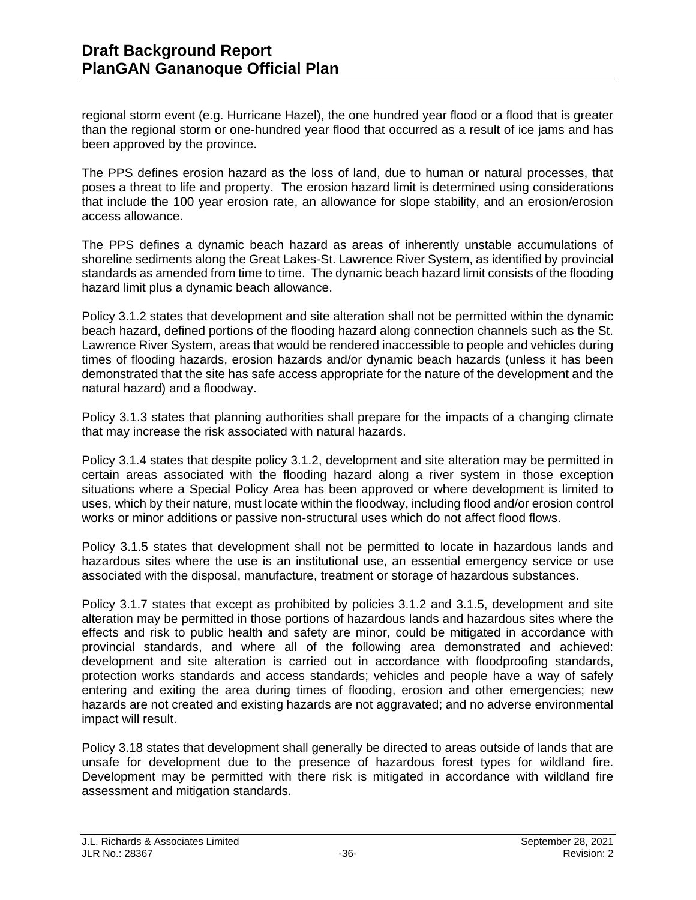regional storm event (e.g. Hurricane Hazel), the one hundred year flood or a flood that is greater than the regional storm or one-hundred year flood that occurred as a result of ice jams and has been approved by the province.

The PPS defines erosion hazard as the loss of land, due to human or natural processes, that poses a threat to life and property. The erosion hazard limit is determined using considerations that include the 100 year erosion rate, an allowance for slope stability, and an erosion/erosion access allowance.

The PPS defines a dynamic beach hazard as areas of inherently unstable accumulations of shoreline sediments along the Great Lakes-St. Lawrence River System, as identified by provincial standards as amended from time to time. The dynamic beach hazard limit consists of the flooding hazard limit plus a dynamic beach allowance.

Policy 3.1.2 states that development and site alteration shall not be permitted within the dynamic beach hazard, defined portions of the flooding hazard along connection channels such as the St. Lawrence River System, areas that would be rendered inaccessible to people and vehicles during times of flooding hazards, erosion hazards and/or dynamic beach hazards (unless it has been demonstrated that the site has safe access appropriate for the nature of the development and the natural hazard) and a floodway.

Policy 3.1.3 states that planning authorities shall prepare for the impacts of a changing climate that may increase the risk associated with natural hazards.

Policy 3.1.4 states that despite policy 3.1.2, development and site alteration may be permitted in certain areas associated with the flooding hazard along a river system in those exception situations where a Special Policy Area has been approved or where development is limited to uses, which by their nature, must locate within the floodway, including flood and/or erosion control works or minor additions or passive non-structural uses which do not affect flood flows.

Policy 3.1.5 states that development shall not be permitted to locate in hazardous lands and hazardous sites where the use is an institutional use, an essential emergency service or use associated with the disposal, manufacture, treatment or storage of hazardous substances.

Policy 3.1.7 states that except as prohibited by policies 3.1.2 and 3.1.5, development and site alteration may be permitted in those portions of hazardous lands and hazardous sites where the effects and risk to public health and safety are minor, could be mitigated in accordance with provincial standards, and where all of the following area demonstrated and achieved: development and site alteration is carried out in accordance with floodproofing standards, protection works standards and access standards; vehicles and people have a way of safely entering and exiting the area during times of flooding, erosion and other emergencies; new hazards are not created and existing hazards are not aggravated; and no adverse environmental impact will result.

Policy 3.18 states that development shall generally be directed to areas outside of lands that are unsafe for development due to the presence of hazardous forest types for wildland fire. Development may be permitted with there risk is mitigated in accordance with wildland fire assessment and mitigation standards.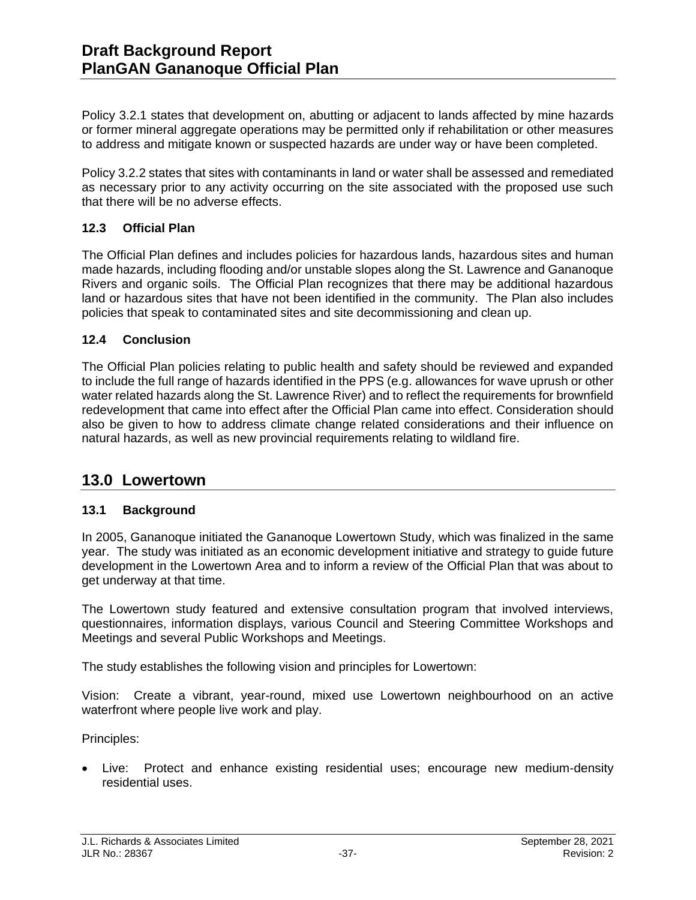Policy 3.2.1 states that development on, abutting or adjacent to lands affected by mine hazards or former mineral aggregate operations may be permitted only if rehabilitation or other measures to address and mitigate known or suspected hazards are under way or have been completed.

Policy 3.2.2 states that sites with contaminants in land or water shall be assessed and remediated as necessary prior to any activity occurring on the site associated with the proposed use such that there will be no adverse effects.

### 12.3 Official Plan

The Official Plan defines and includes policies for hazardous lands, hazardous sites and human made hazards, including flooding and/or unstable slopes along the St. Lawrence and Gananoque Rivers and organic soils. The Official Plan recognizes that there may be additional hazardous land or hazardous sites that have not been identified in the community. The Plan also includes policies that speak to contaminated sites and site decommissioning and clean up.

### 12.4 Conclusion

The Official Plan policies relating to public health and safety should be reviewed and expanded to include the full range of hazards identified in the PPS (e.g. allowances for wave uprush or other water related hazards along the St. Lawrence River) and to reflect the requirements for brownfield redevelopment that came into effect after the Official Plan came into effect. Consideration should also be given to how to address climate change related considerations and their influence on natural hazards, as well as new provincial requirements relating to wildland fire.

## 13.0 Lowertown

### 13.1 Background

In 2005, Gananoque initiated the Gananoque Lowertown Study, which was finalized in the same year. The study was initiated as an economic development initiative and strategy to guide future development in the Lowertown Area and to inform a review of the Official Plan that was about to get underway at that time.

The Lowertown study featured and extensive consultation program that involved interviews, questionnaires, information displays, various Council and Steering Committee Workshops and Meetings and several Public Workshops and Meetings.

The study establishes the following vision and principles for Lowertown:

Vision: Create a vibrant, year-round, mixed use Lowertown neighbourhood on an active waterfront where people live work and play.

Principles:

- Live: Protect and enhance existing residential uses; encourage new medium-density residential uses.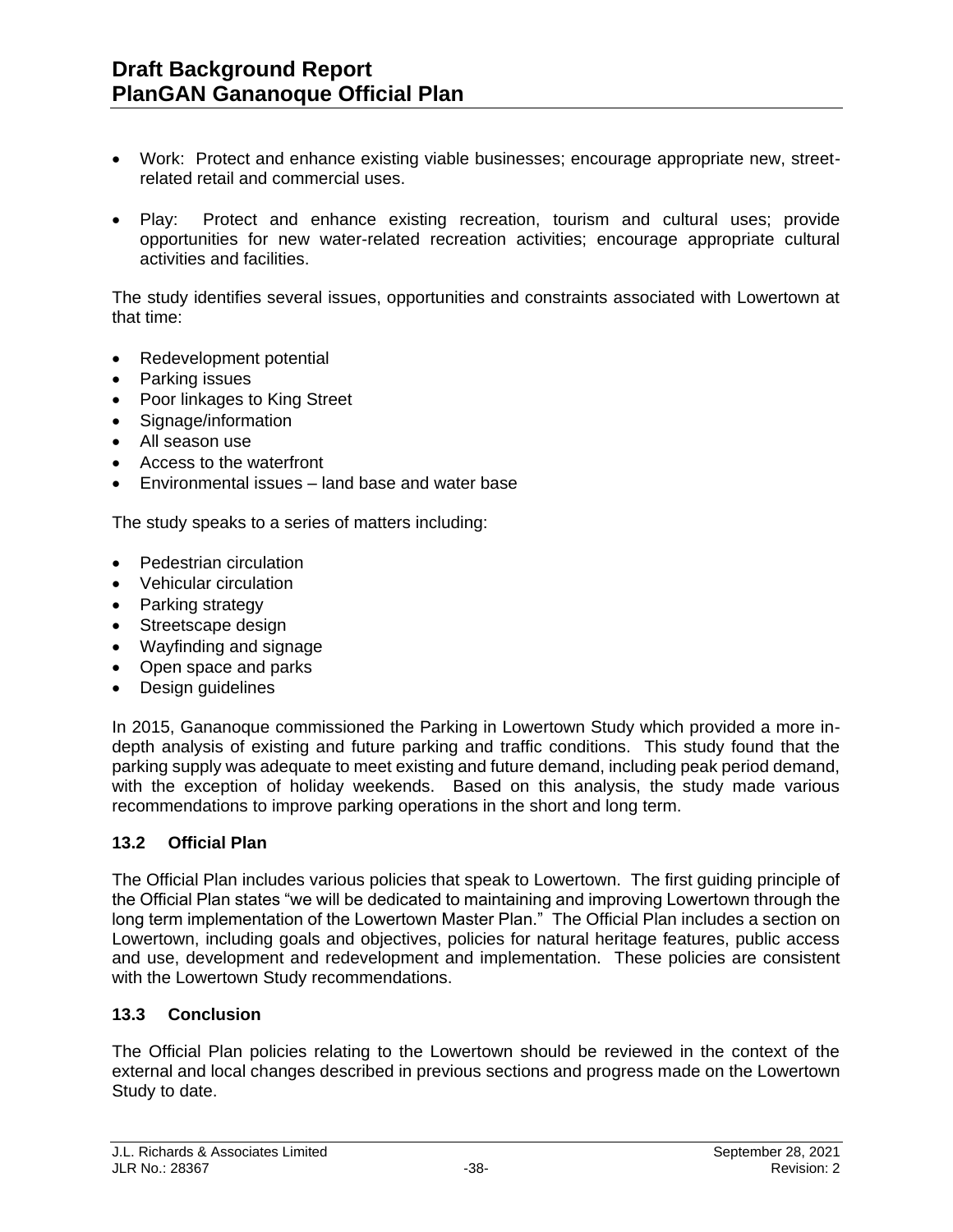- Work: Protect and enhance existing viable businesses; encourage appropriate new, street-related retail and commercial uses.

- Play: Protect and enhance existing recreation, tourism and cultural uses; provide opportunities for new water-related recreation activities; encourage appropriate cultural activities and facilities.

The study identifies several issues, opportunities and constraints associated with Lowertown at that time:

- Redevelopment potential
- Parking issues
- Poor linkages to King Street
- Signage/information
- All season use
- Access to the waterfront
- Environmental issues – land base and water base

The study speaks to a series of matters including:

- Pedestrian circulation
- Vehicular circulation
- Parking strategy
- Streetscape design
- Wayfinding and signage
- Open space and parks
- Design guidelines

In 2015, Gananoque commissioned the Parking in Lowertown Study which provided a more in-depth analysis of existing and future parking and traffic conditions. This study found that the parking supply was adequate to meet existing and future demand, including peak period demand, with the exception of holiday weekends. Based on this analysis, the study made various recommendations to improve parking operations in the short and long term.

### 13.2 Official Plan

The Official Plan includes various policies that speak to Lowertown. The first guiding principle of the Official Plan states "we will be dedicated to maintaining and improving Lowertown through the long term implementation of the Lowertown Master Plan." The Official Plan includes a section on Lowertown, including goals and objectives, policies for natural heritage features, public access and use, development and redevelopment and implementation. These policies are consistent with the Lowertown Study recommendations.

### 13.3 Conclusion

The Official Plan policies relating to the Lowertown should be reviewed in the context of the external and local changes described in previous sections and progress made on the Lowertown Study to date.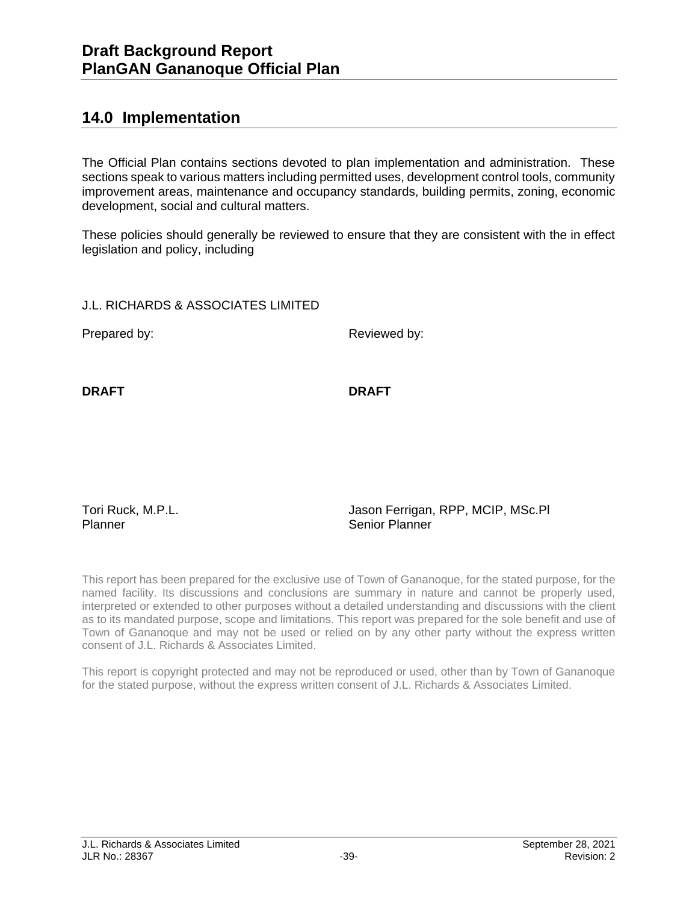## 14.0 Implementation

The Official Plan contains sections devoted to plan implementation and administration. These sections speak to various matters including permitted uses, development control tools, community improvement areas, maintenance and occupancy standards, building permits, zoning, economic development, social and cultural matters.

These policies should generally be reviewed to ensure that they are consistent with the in effect legislation and policy, including

J.L. RICHARDS & ASSOCIATES LIMITED

| Prepared by: | Reviewed by: |
|---|---|
| **DRAFT** | **DRAFT** |
| Tori Ruck, M.P.L.<br>Planner | Jason Ferrigan, RPP, MCIP, MSc.Pl<br>Senior Planner |

This report has been prepared for the exclusive use of Town of Gananoque, for the stated purpose, for the named facility. Its discussions and conclusions are summary in nature and cannot be properly used, interpreted or extended to other purposes without a detailed understanding and discussions with the client as to its mandated purpose, scope and limitations. This report was prepared for the sole benefit and use of Town of Gananoque and may not be used or relied on by any other party without the express written consent of J.L. Richards & Associates Limited.

This report is copyright protected and may not be reproduced or used, other than by Town of Gananoque for the stated purpose, without the express written consent of J.L. Richards & Associates Limited.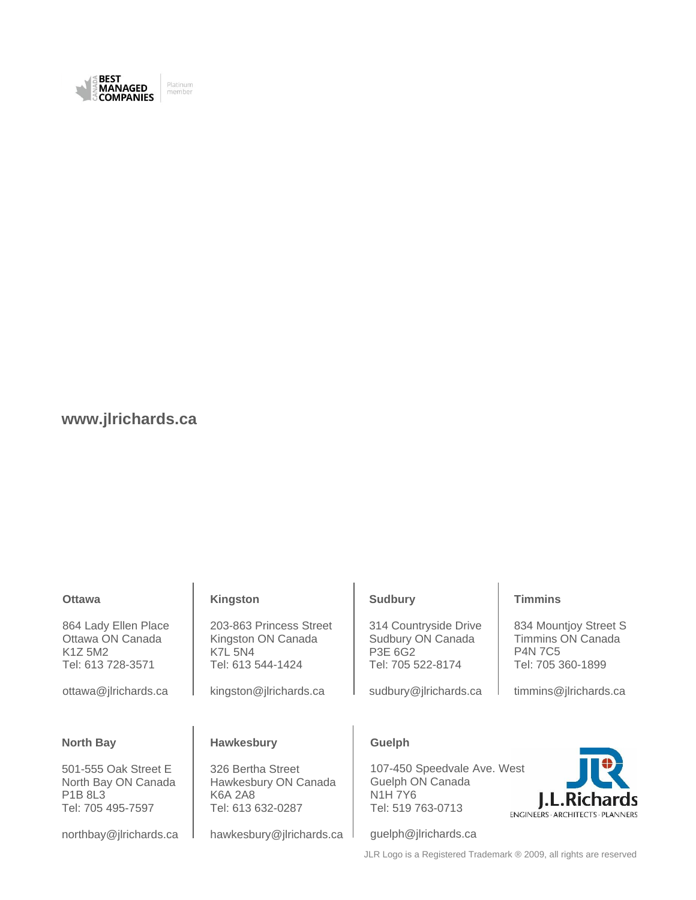BEST MANAGED COMPANIES CANADA

Platinum member

**www.jlrichards.ca**

**Ottawa**

864 Lady Ellen Place
Ottawa ON Canada
K1Z 5M2
Tel: 613 728-3571

ottawa@jlrichards.ca

**Kingston**

203-863 Princess Street
Kingston ON Canada
K7L 5N4
Tel: 613 544-1424

kingston@jlrichards.ca

**Sudbury**

314 Countryside Drive
Sudbury ON Canada
P3E 6G2
Tel: 705 522-8174

sudbury@jlrichards.ca

**Timmins**

834 Mountjoy Street S
Timmins ON Canada
P4N 7C5
Tel: 705 360-1899

timmins@jlrichards.ca

**North Bay**

501-555 Oak Street E
North Bay ON Canada
P1B 8L3
Tel: 705 495-7597

northbay@jlrichards.ca

**Hawkesbury**

326 Bertha Street
Hawkesbury ON Canada
K6A 2A8
Tel: 613 632-0287

hawkesbury@jlrichards.ca

**Guelph**

107-450 Speedvale Ave. West
Guelph ON Canada
N1H 7Y6
Tel: 519 763-0713

guelph@jlrichards.ca

J.L.Richards
ENGINEERS · ARCHITECTS · PLANNERS

JLR Logo is a Registered Trademark ® 2009, all rights are reserved